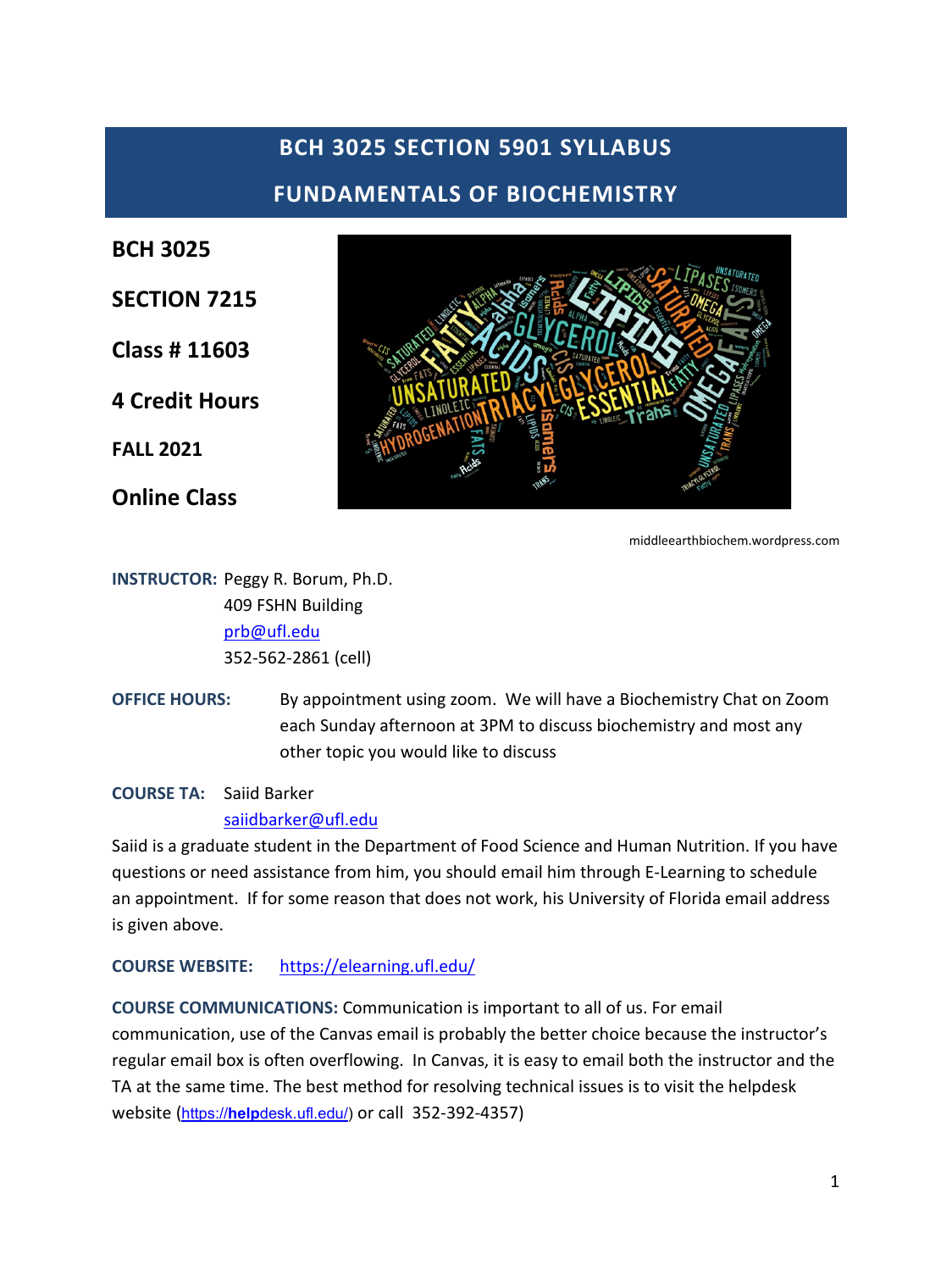# BCH 3025 SECTION 5901 SYLLABUS

# FUNDAMENTALS OF BIOCHEMISTRY

**BCH 3025**

**SECTION 7215**

**Class # 11603**

**4 Credit Hours**

**FALL 2021**

**Online Class**

middleearthbiochem.wordpress.com

**INSTRUCTOR:** Peggy R. Borum, Ph.D.
409 FSHN Building
prb@ufl.edu
352-562-2861 (cell)

**OFFICE HOURS:** By appointment using zoom. We will have a Biochemistry Chat on Zoom each Sunday afternoon at 3PM to discuss biochemistry and most any other topic you would like to discuss

**COURSE TA:** Saiid Barker
saiidbarker@ufl.edu

Saiid is a graduate student in the Department of Food Science and Human Nutrition. If you have questions or need assistance from him, you should email him through E-Learning to schedule an appointment. If for some reason that does not work, his University of Florida email address is given above.

**COURSE WEBSITE:** https://elearning.ufl.edu/

**COURSE COMMUNICATIONS:** Communication is important to all of us. For email communication, use of the Canvas email is probably the better choice because the instructor's regular email box is often overflowing. In Canvas, it is easy to email both the instructor and the TA at the same time. The best method for resolving technical issues is to visit the helpdesk website (https://helpdesk.ufl.edu/) or call 352-392-4357)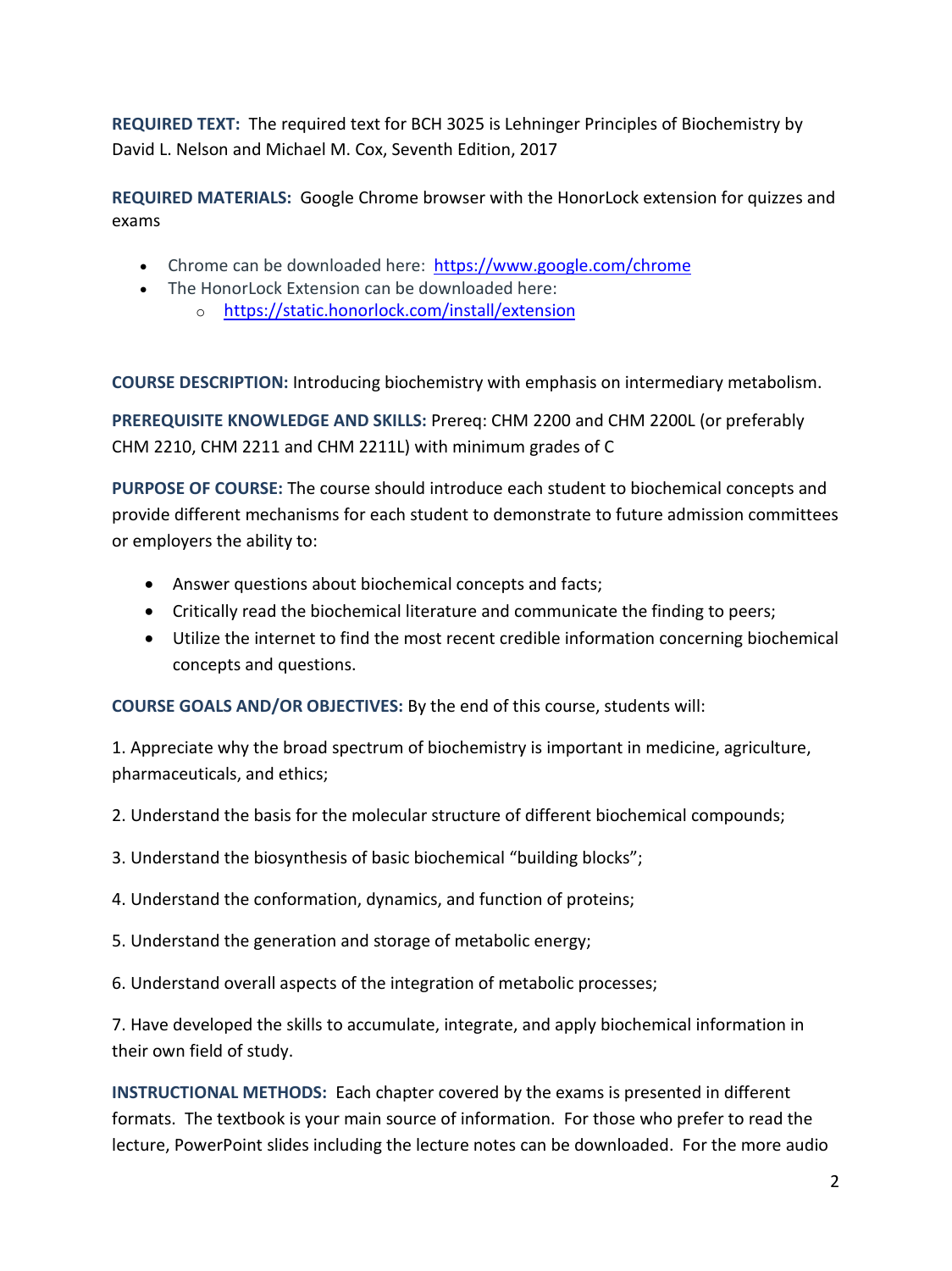**REQUIRED TEXT:** The required text for BCH 3025 is Lehninger Principles of Biochemistry by David L. Nelson and Michael M. Cox, Seventh Edition, 2017

**REQUIRED MATERIALS:** Google Chrome browser with the HonorLock extension for quizzes and exams

- Chrome can be downloaded here: https://www.google.com/chrome
- The HonorLock Extension can be downloaded here:
  - https://static.honorlock.com/install/extension

**COURSE DESCRIPTION:** Introducing biochemistry with emphasis on intermediary metabolism.

**PREREQUISITE KNOWLEDGE AND SKILLS:** Prereq: CHM 2200 and CHM 2200L (or preferably CHM 2210, CHM 2211 and CHM 2211L) with minimum grades of C

**PURPOSE OF COURSE:** The course should introduce each student to biochemical concepts and provide different mechanisms for each student to demonstrate to future admission committees or employers the ability to:

- Answer questions about biochemical concepts and facts;
- Critically read the biochemical literature and communicate the finding to peers;
- Utilize the internet to find the most recent credible information concerning biochemical concepts and questions.

**COURSE GOALS AND/OR OBJECTIVES:** By the end of this course, students will:

1. Appreciate why the broad spectrum of biochemistry is important in medicine, agriculture, pharmaceuticals, and ethics;

2. Understand the basis for the molecular structure of different biochemical compounds;

3. Understand the biosynthesis of basic biochemical "building blocks";

4. Understand the conformation, dynamics, and function of proteins;

5. Understand the generation and storage of metabolic energy;

6. Understand overall aspects of the integration of metabolic processes;

7. Have developed the skills to accumulate, integrate, and apply biochemical information in their own field of study.

**INSTRUCTIONAL METHODS:** Each chapter covered by the exams is presented in different formats. The textbook is your main source of information. For those who prefer to read the lecture, PowerPoint slides including the lecture notes can be downloaded. For the more audio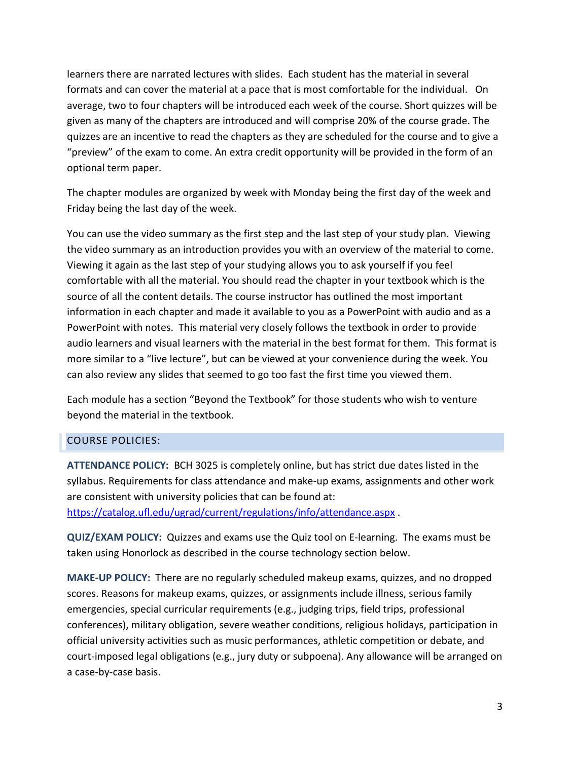learners there are narrated lectures with slides. Each student has the material in several formats and can cover the material at a pace that is most comfortable for the individual. On average, two to four chapters will be introduced each week of the course. Short quizzes will be given as many of the chapters are introduced and will comprise 20% of the course grade. The quizzes are an incentive to read the chapters as they are scheduled for the course and to give a "preview" of the exam to come. An extra credit opportunity will be provided in the form of an optional term paper.

The chapter modules are organized by week with Monday being the first day of the week and Friday being the last day of the week.

You can use the video summary as the first step and the last step of your study plan. Viewing the video summary as an introduction provides you with an overview of the material to come. Viewing it again as the last step of your studying allows you to ask yourself if you feel comfortable with all the material. You should read the chapter in your textbook which is the source of all the content details. The course instructor has outlined the most important information in each chapter and made it available to you as a PowerPoint with audio and as a PowerPoint with notes. This material very closely follows the textbook in order to provide audio learners and visual learners with the material in the best format for them. This format is more similar to a "live lecture", but can be viewed at your convenience during the week. You can also review any slides that seemed to go too fast the first time you viewed them.

Each module has a section "Beyond the Textbook" for those students who wish to venture beyond the material in the textbook.

## COURSE POLICIES:

**ATTENDANCE POLICY:** BCH 3025 is completely online, but has strict due dates listed in the syllabus. Requirements for class attendance and make-up exams, assignments and other work are consistent with university policies that can be found at: https://catalog.ufl.edu/ugrad/current/regulations/info/attendance.aspx .

**QUIZ/EXAM POLICY:** Quizzes and exams use the Quiz tool on E-learning. The exams must be taken using Honorlock as described in the course technology section below.

**MAKE-UP POLICY:** There are no regularly scheduled makeup exams, quizzes, and no dropped scores. Reasons for makeup exams, quizzes, or assignments include illness, serious family emergencies, special curricular requirements (e.g., judging trips, field trips, professional conferences), military obligation, severe weather conditions, religious holidays, participation in official university activities such as music performances, athletic competition or debate, and court-imposed legal obligations (e.g., jury duty or subpoena). Any allowance will be arranged on a case-by-case basis.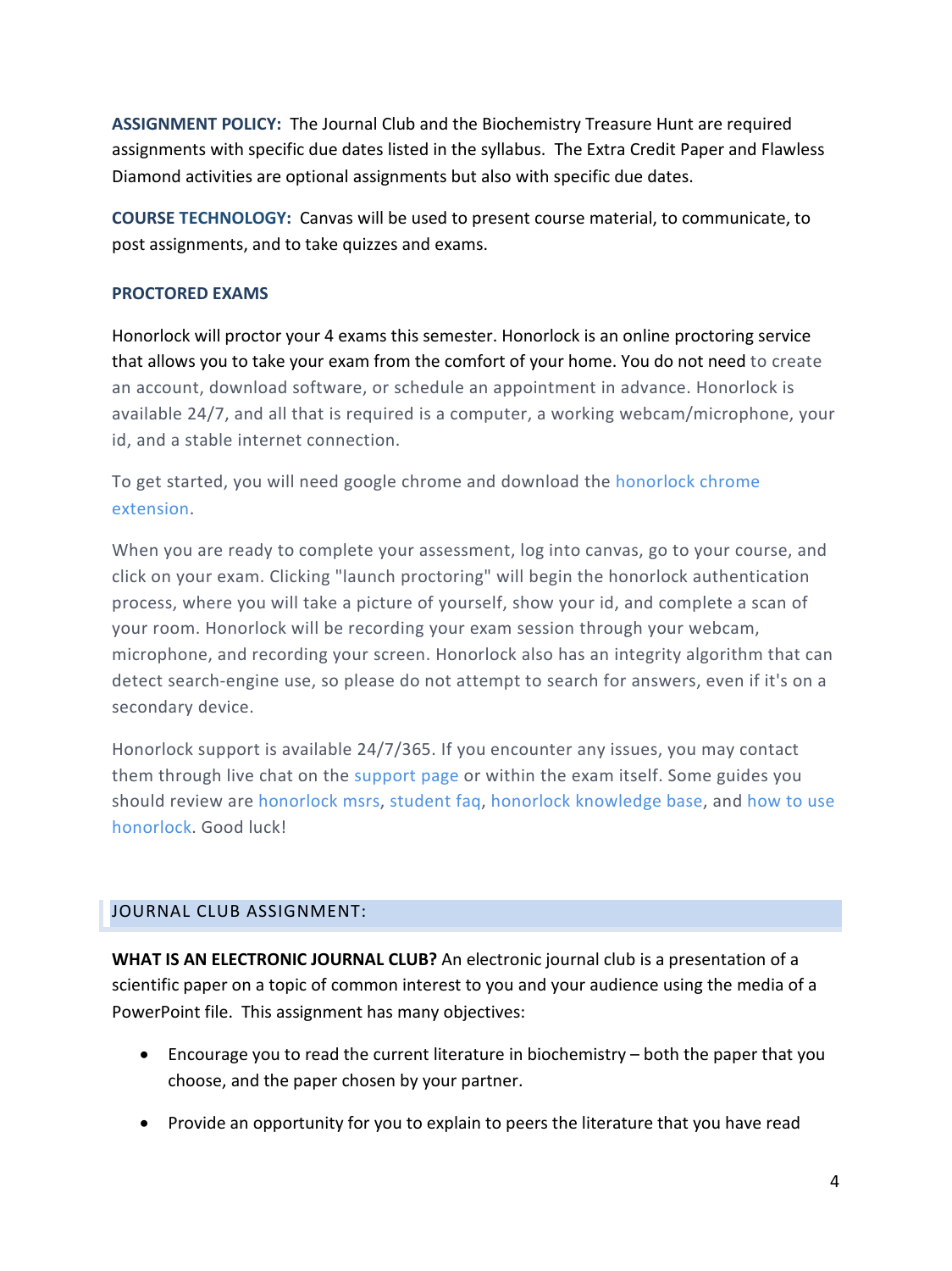**ASSIGNMENT POLICY:** The Journal Club and the Biochemistry Treasure Hunt are required assignments with specific due dates listed in the syllabus. The Extra Credit Paper and Flawless Diamond activities are optional assignments but also with specific due dates.

**COURSE TECHNOLOGY:** Canvas will be used to present course material, to communicate, to post assignments, and to take quizzes and exams.

**PROCTORED EXAMS**

Honorlock will proctor your 4 exams this semester. Honorlock is an online proctoring service that allows you to take your exam from the comfort of your home. You do not need to create an account, download software, or schedule an appointment in advance. Honorlock is available 24/7, and all that is required is a computer, a working webcam/microphone, your id, and a stable internet connection.

To get started, you will need google chrome and download the honorlock chrome extension.

When you are ready to complete your assessment, log into canvas, go to your course, and click on your exam. Clicking "launch proctoring" will begin the honorlock authentication process, where you will take a picture of yourself, show your id, and complete a scan of your room. Honorlock will be recording your exam session through your webcam, microphone, and recording your screen. Honorlock also has an integrity algorithm that can detect search-engine use, so please do not attempt to search for answers, even if it's on a secondary device.

Honorlock support is available 24/7/365. If you encounter any issues, you may contact them through live chat on the support page or within the exam itself. Some guides you should review are honorlock msrs, student faq, honorlock knowledge base, and how to use honorlock. Good luck!

## JOURNAL CLUB ASSIGNMENT:

**WHAT IS AN ELECTRONIC JOURNAL CLUB?** An electronic journal club is a presentation of a scientific paper on a topic of common interest to you and your audience using the media of a PowerPoint file. This assignment has many objectives:

- Encourage you to read the current literature in biochemistry – both the paper that you choose, and the paper chosen by your partner.
- Provide an opportunity for you to explain to peers the literature that you have read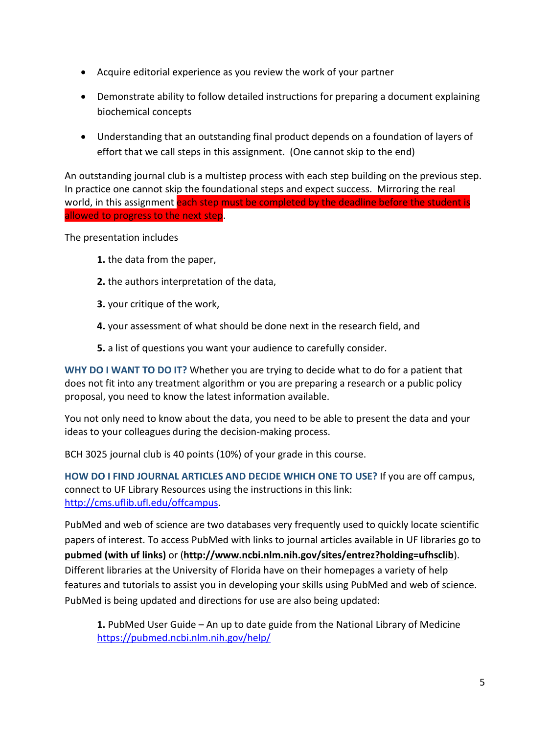- Acquire editorial experience as you review the work of your partner
- Demonstrate ability to follow detailed instructions for preparing a document explaining biochemical concepts
- Understanding that an outstanding final product depends on a foundation of layers of effort that we call steps in this assignment. (One cannot skip to the end)

An outstanding journal club is a multistep process with each step building on the previous step. In practice one cannot skip the foundational steps and expect success. Mirroring the real world, in this assignment each step must be completed by the deadline before the student is allowed to progress to the next step.

The presentation includes

**1.** the data from the paper,

**2.** the authors interpretation of the data,

**3.** your critique of the work,

**4.** your assessment of what should be done next in the research field, and

**5.** a list of questions you want your audience to carefully consider.

**WHY DO I WANT TO DO IT?** Whether you are trying to decide what to do for a patient that does not fit into any treatment algorithm or you are preparing a research or a public policy proposal, you need to know the latest information available.

You not only need to know about the data, you need to be able to present the data and your ideas to your colleagues during the decision-making process.

BCH 3025 journal club is 40 points (10%) of your grade in this course.

**HOW DO I FIND JOURNAL ARTICLES AND DECIDE WHICH ONE TO USE?** If you are off campus, connect to UF Library Resources using the instructions in this link: http://cms.uflib.ufl.edu/offcampus.

PubMed and web of science are two databases very frequently used to quickly locate scientific papers of interest. To access PubMed with links to journal articles available in UF libraries go to **pubmed (with uf links)** or (**http://www.ncbi.nlm.nih.gov/sites/entrez?holding=ufhsclib**). Different libraries at the University of Florida have on their homepages a variety of help features and tutorials to assist you in developing your skills using PubMed and web of science. PubMed is being updated and directions for use are also being updated:

**1.** PubMed User Guide – An up to date guide from the National Library of Medicine https://pubmed.ncbi.nlm.nih.gov/help/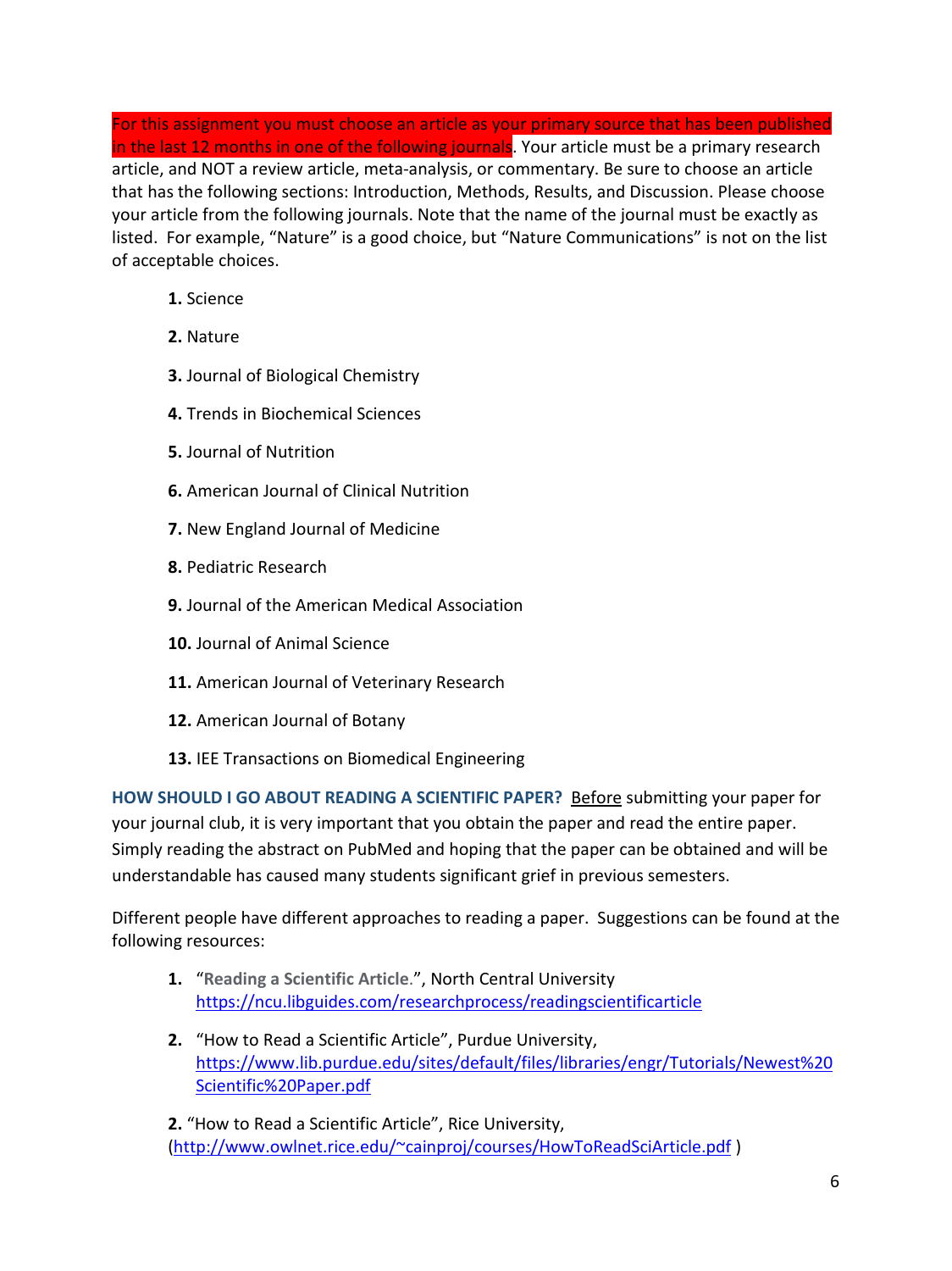For this assignment you must choose an article as your primary source that has been published in the last 12 months in one of the following journals. Your article must be a primary research article, and NOT a review article, meta-analysis, or commentary. Be sure to choose an article that has the following sections: Introduction, Methods, Results, and Discussion. Please choose your article from the following journals. Note that the name of the journal must be exactly as listed. For example, "Nature" is a good choice, but "Nature Communications" is not on the list of acceptable choices.

1. Science
2. Nature
3. Journal of Biological Chemistry
4. Trends in Biochemical Sciences
5. Journal of Nutrition
6. American Journal of Clinical Nutrition
7. New England Journal of Medicine
8. Pediatric Research
9. Journal of the American Medical Association
10. Journal of Animal Science
11. American Journal of Veterinary Research
12. American Journal of Botany
13. IEE Transactions on Biomedical Engineering

**HOW SHOULD I GO ABOUT READING A SCIENTIFIC PAPER?** Before submitting your paper for your journal club, it is very important that you obtain the paper and read the entire paper. Simply reading the abstract on PubMed and hoping that the paper can be obtained and will be understandable has caused many students significant grief in previous semesters.

Different people have different approaches to reading a paper. Suggestions can be found at the following resources:

1. "**Reading a Scientific Article.**", North Central University https://ncu.libguides.com/researchprocess/readingscientificarticle
2. "How to Read a Scientific Article", Purdue University, https://www.lib.purdue.edu/sites/default/files/libraries/engr/Tutorials/Newest%20Scientific%20Paper.pdf

2. "How to Read a Scientific Article", Rice University, (http://www.owlnet.rice.edu/~cainproj/courses/HowToReadSciArticle.pdf )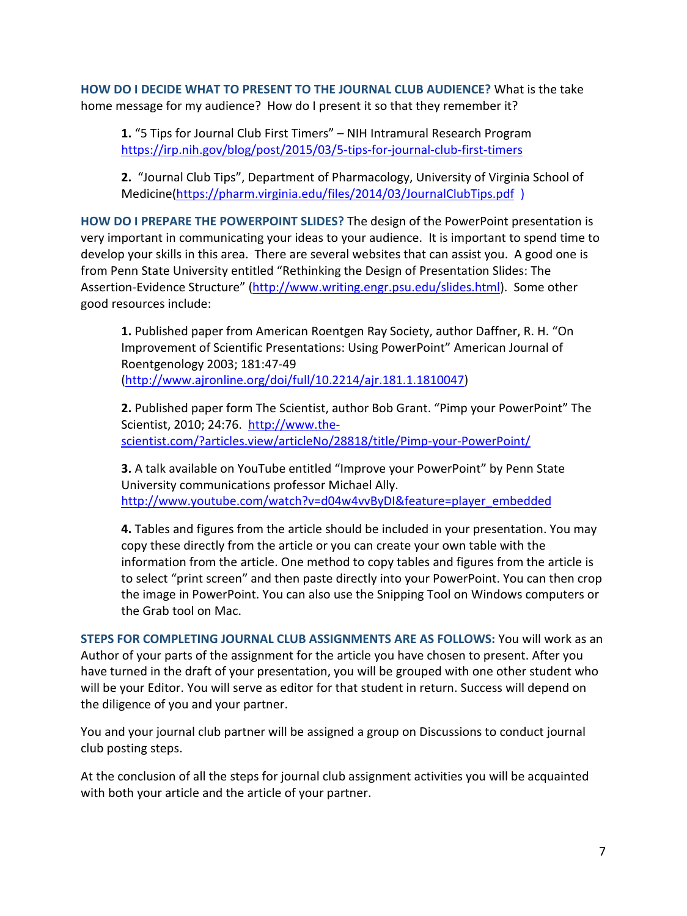**HOW DO I DECIDE WHAT TO PRESENT TO THE JOURNAL CLUB AUDIENCE?** What is the take home message for my audience? How do I present it so that they remember it?

> **1.** "5 Tips for Journal Club First Timers" – NIH Intramural Research Program https://irp.nih.gov/blog/post/2015/03/5-tips-for-journal-club-first-timers
>
> **2.** "Journal Club Tips", Department of Pharmacology, University of Virginia School of Medicine(https://pharm.virginia.edu/files/2014/03/JournalClubTips.pdf )

**HOW DO I PREPARE THE POWERPOINT SLIDES?** The design of the PowerPoint presentation is very important in communicating your ideas to your audience. It is important to spend time to develop your skills in this area. There are several websites that can assist you. A good one is from Penn State University entitled "Rethinking the Design of Presentation Slides: The Assertion-Evidence Structure" (http://www.writing.engr.psu.edu/slides.html). Some other good resources include:

> **1.** Published paper from American Roentgen Ray Society, author Daffner, R. H. "On Improvement of Scientific Presentations: Using PowerPoint" American Journal of Roentgenology 2003; 181:47-49 (http://www.ajronline.org/doi/full/10.2214/ajr.181.1.1810047)
>
> **2.** Published paper form The Scientist, author Bob Grant. "Pimp your PowerPoint" The Scientist, 2010; 24:76. http://www.the-scientist.com/?articles.view/articleNo/28818/title/Pimp-your-PowerPoint/
>
> **3.** A talk available on YouTube entitled "Improve your PowerPoint" by Penn State University communications professor Michael Ally. http://www.youtube.com/watch?v=d04w4vvByDI&feature=player_embedded
>
> **4.** Tables and figures from the article should be included in your presentation. You may copy these directly from the article or you can create your own table with the information from the article. One method to copy tables and figures from the article is to select "print screen" and then paste directly into your PowerPoint. You can then crop the image in PowerPoint. You can also use the Snipping Tool on Windows computers or the Grab tool on Mac.

**STEPS FOR COMPLETING JOURNAL CLUB ASSIGNMENTS ARE AS FOLLOWS:** You will work as an Author of your parts of the assignment for the article you have chosen to present. After you have turned in the draft of your presentation, you will be grouped with one other student who will be your Editor. You will serve as editor for that student in return. Success will depend on the diligence of you and your partner.

You and your journal club partner will be assigned a group on Discussions to conduct journal club posting steps.

At the conclusion of all the steps for journal club assignment activities you will be acquainted with both your article and the article of your partner.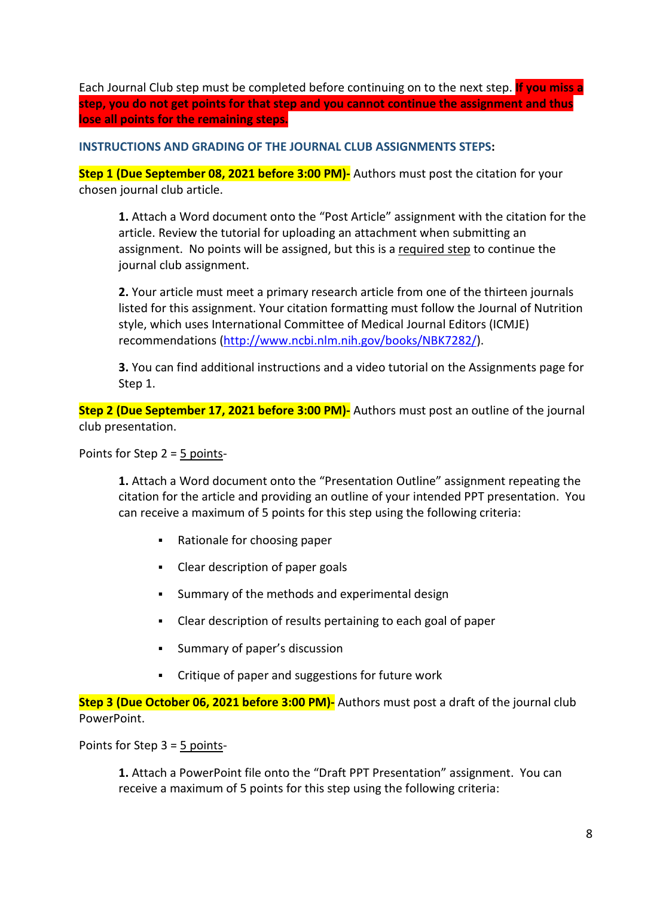Each Journal Club step must be completed before continuing on to the next step. **If you miss a step, you do not get points for that step and you cannot continue the assignment and thus lose all points for the remaining steps.**

**INSTRUCTIONS AND GRADING OF THE JOURNAL CLUB ASSIGNMENTS STEPS:**

**Step 1 (Due September 08, 2021 before 3:00 PM)-** Authors must post the citation for your chosen journal club article.

> **1.** Attach a Word document onto the "Post Article" assignment with the citation for the article. Review the tutorial for uploading an attachment when submitting an assignment. No points will be assigned, but this is a required step to continue the journal club assignment.
>
> **2.** Your article must meet a primary research article from one of the thirteen journals listed for this assignment. Your citation formatting must follow the Journal of Nutrition style, which uses International Committee of Medical Journal Editors (ICMJE) recommendations (http://www.ncbi.nlm.nih.gov/books/NBK7282/).
>
> **3.** You can find additional instructions and a video tutorial on the Assignments page for Step 1.

**Step 2 (Due September 17, 2021 before 3:00 PM)-** Authors must post an outline of the journal club presentation.

Points for Step 2 = 5 points-

> **1.** Attach a Word document onto the "Presentation Outline" assignment repeating the citation for the article and providing an outline of your intended PPT presentation. You can receive a maximum of 5 points for this step using the following criteria:
>
> - Rationale for choosing paper
> - Clear description of paper goals
> - Summary of the methods and experimental design
> - Clear description of results pertaining to each goal of paper
> - Summary of paper's discussion
> - Critique of paper and suggestions for future work

**Step 3 (Due October 06, 2021 before 3:00 PM)-** Authors must post a draft of the journal club PowerPoint.

Points for Step 3 = 5 points-

> **1.** Attach a PowerPoint file onto the "Draft PPT Presentation" assignment. You can receive a maximum of 5 points for this step using the following criteria: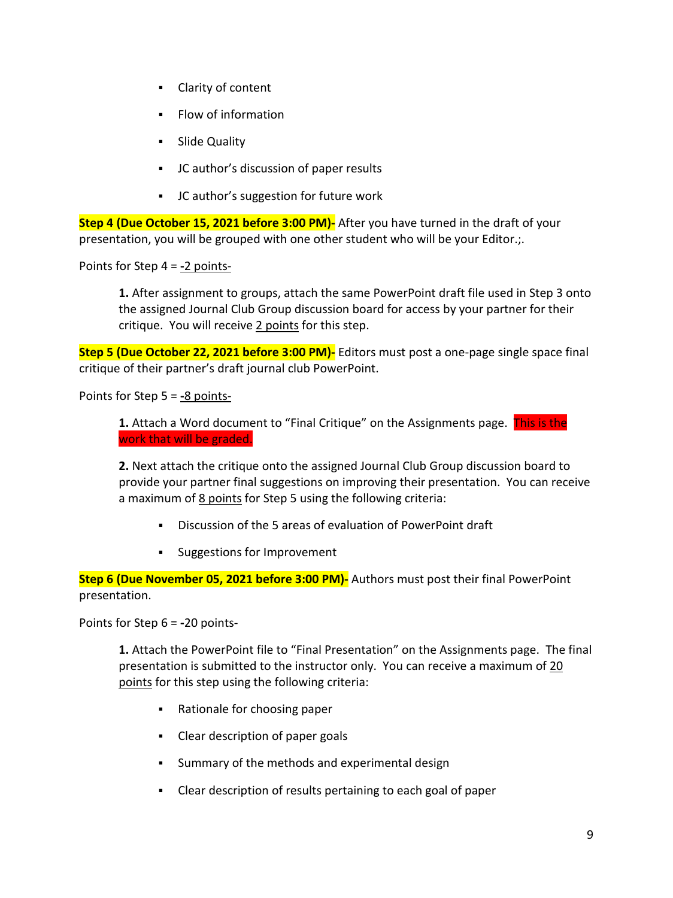- Clarity of content
- Flow of information
- Slide Quality
- JC author's discussion of paper results
- JC author's suggestion for future work

**Step 4 (Due October 15, 2021 before 3:00 PM)-** After you have turned in the draft of your presentation, you will be grouped with one other student who will be your Editor.;.

Points for Step 4 = **-**2 points-

> **1.** After assignment to groups, attach the same PowerPoint draft file used in Step 3 onto the assigned Journal Club Group discussion board for access by your partner for their critique. You will receive 2 points for this step.

**Step 5 (Due October 22, 2021 before 3:00 PM)-** Editors must post a one-page single space final critique of their partner's draft journal club PowerPoint.

Points for Step 5 = **-**8 points-

> **1.** Attach a Word document to "Final Critique" on the Assignments page. This is the work that will be graded.
>
> **2.** Next attach the critique onto the assigned Journal Club Group discussion board to provide your partner final suggestions on improving their presentation. You can receive a maximum of 8 points for Step 5 using the following criteria:
>
> - Discussion of the 5 areas of evaluation of PowerPoint draft
> - Suggestions for Improvement

**Step 6 (Due November 05, 2021 before 3:00 PM)-** Authors must post their final PowerPoint presentation.

Points for Step 6 = **-**20 points-

> **1.** Attach the PowerPoint file to "Final Presentation" on the Assignments page. The final presentation is submitted to the instructor only. You can receive a maximum of 20 points for this step using the following criteria:
>
> - Rationale for choosing paper
> - Clear description of paper goals
> - Summary of the methods and experimental design
> - Clear description of results pertaining to each goal of paper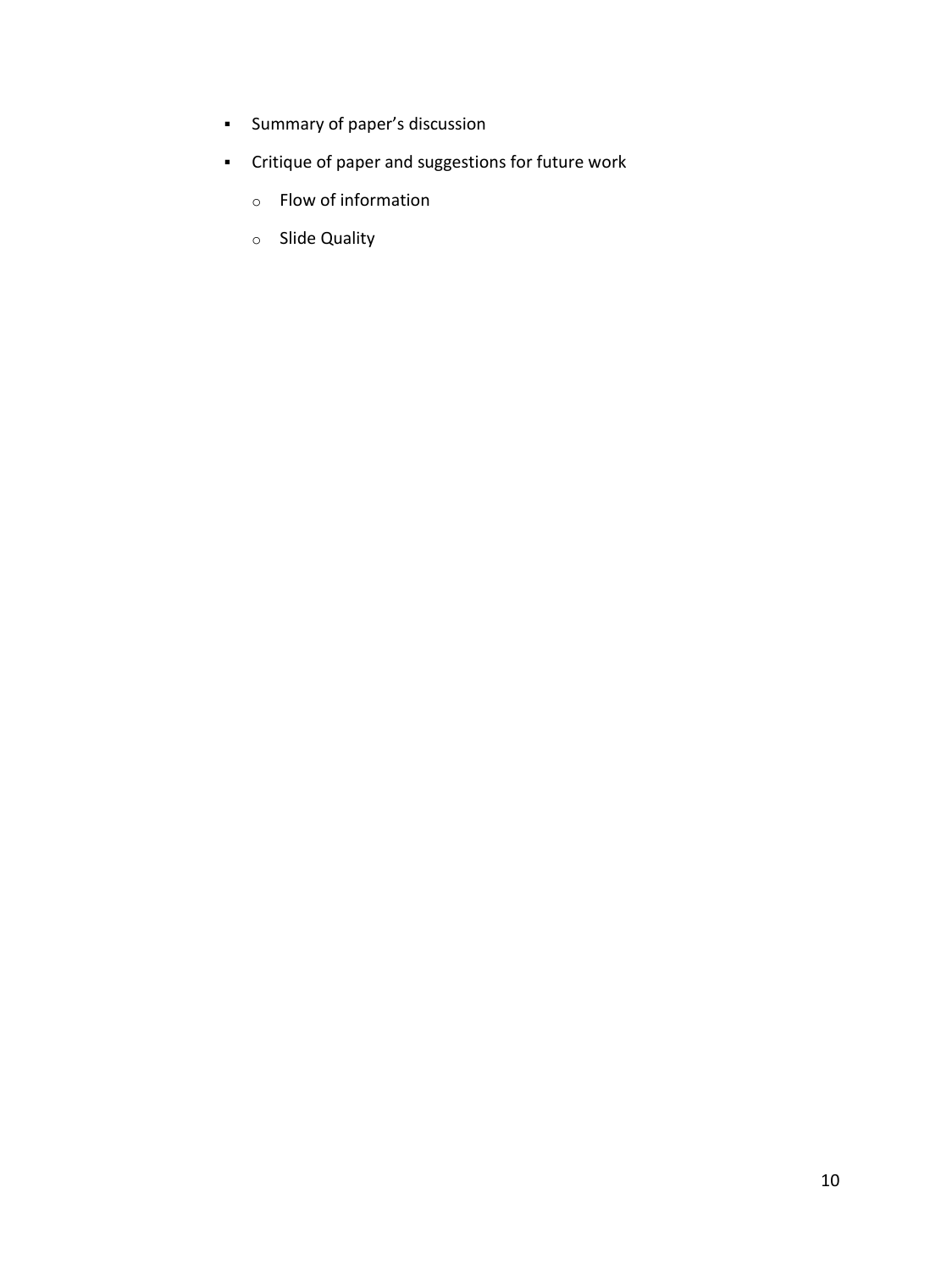- Summary of paper's discussion
- Critique of paper and suggestions for future work
    - Flow of information
    - Slide Quality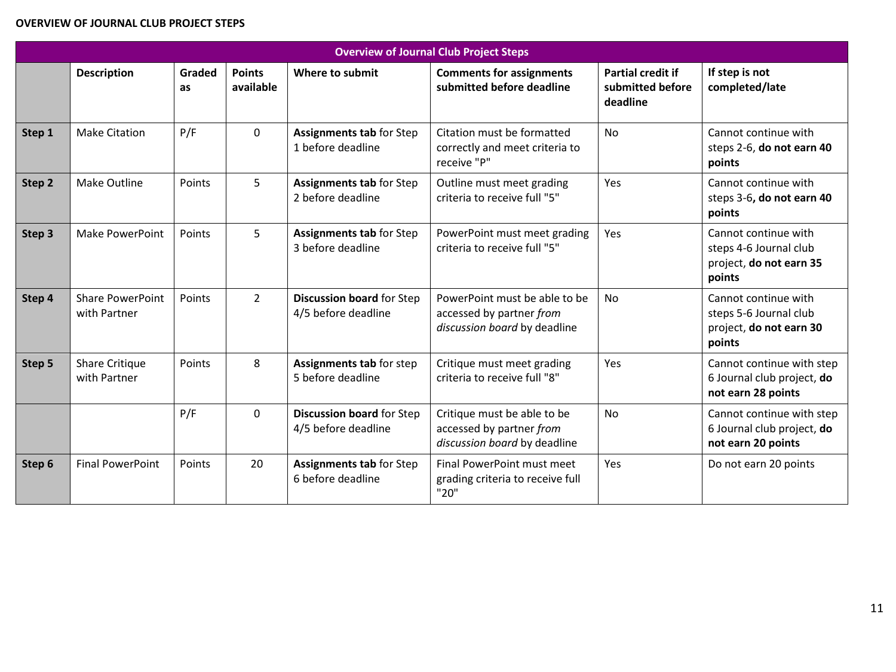**OVERVIEW OF JOURNAL CLUB PROJECT STEPS**

| Overview of Journal Club Project Steps | | | | | | | |
|---|---|---|---|---|---|---|---|
| | **Description** | **Graded as** | **Points available** | **Where to submit** | **Comments for assignments submitted before deadline** | **Partial credit if submitted before deadline** | **If step is not completed/late** |
| **Step 1** | Make Citation | P/F | 0 | **Assignments tab** for Step 1 before deadline | Citation must be formatted correctly and meet criteria to receive "P" | No | Cannot continue with steps 2-6, **do not earn 40 points** |
| **Step 2** | Make Outline | Points | 5 | **Assignments tab** for Step 2 before deadline | Outline must meet grading criteria to receive full "5" | Yes | Cannot continue with steps 3-6**, do not earn 40 points** |
| **Step 3** | Make PowerPoint | Points | 5 | **Assignments tab** for Step 3 before deadline | PowerPoint must meet grading criteria to receive full "5" | Yes | Cannot continue with steps 4-6 Journal club project, **do not earn 35 points** |
| **Step 4** | Share PowerPoint with Partner | Points | 2 | **Discussion board** for Step 4/5 before deadline | PowerPoint must be able to be accessed by partner *from discussion board* by deadline | No | Cannot continue with steps 5-6 Journal club project, **do not earn 30 points** |
| **Step 5** | Share Critique with Partner | Points | 8 | **Assignments tab** for step 5 before deadline | Critique must meet grading criteria to receive full "8" | Yes | Cannot continue with step 6 Journal club project, **do not earn 28 points** |
| | | P/F | 0 | **Discussion board** for Step 4/5 before deadline | Critique must be able to be accessed by partner *from discussion board* by deadline | No | Cannot continue with step 6 Journal club project, **do not earn 20 points** |
| **Step 6** | Final PowerPoint | Points | 20 | **Assignments tab** for Step 6 before deadline | Final PowerPoint must meet grading criteria to receive full "20" | Yes | Do not earn 20 points |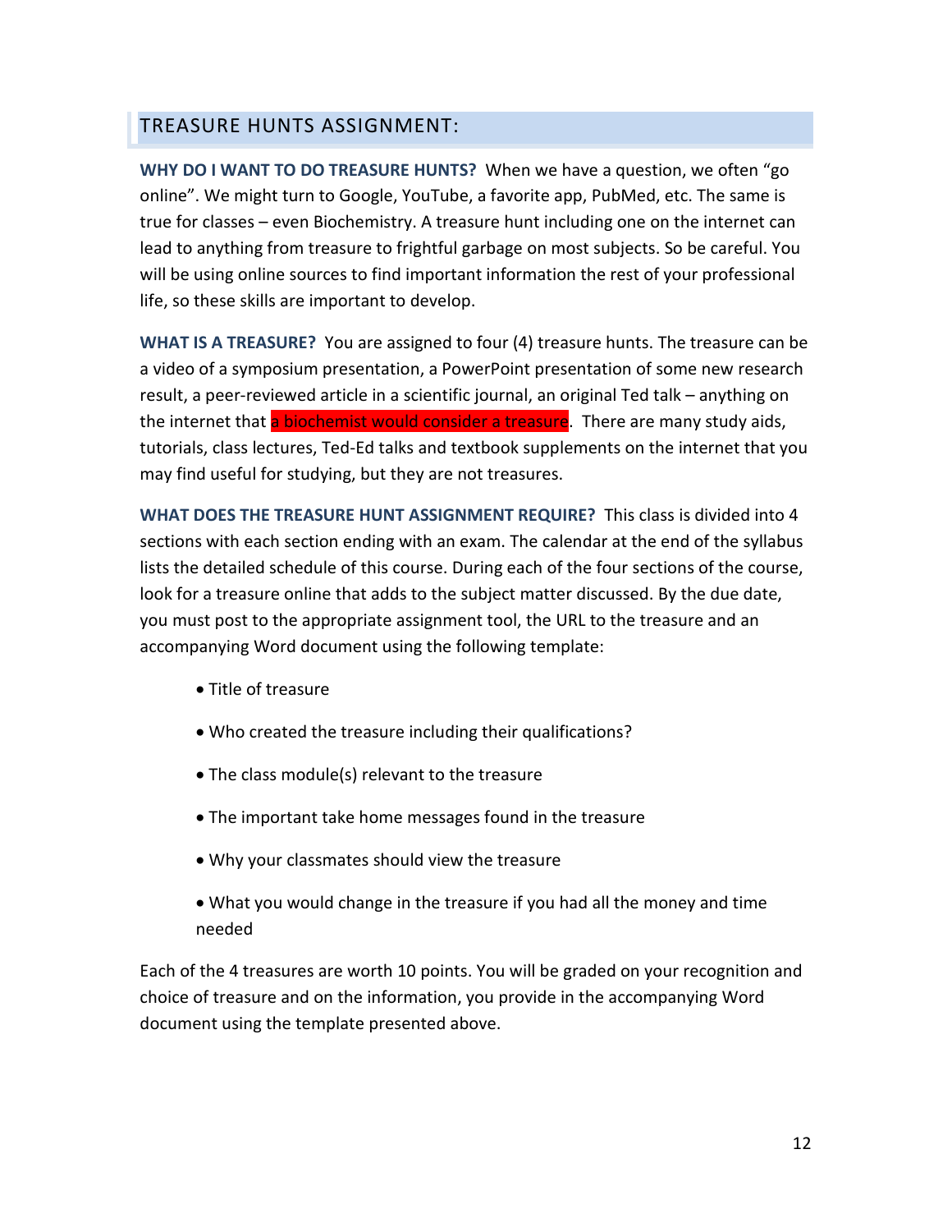## TREASURE HUNTS ASSIGNMENT:

**WHY DO I WANT TO DO TREASURE HUNTS?** When we have a question, we often "go online". We might turn to Google, YouTube, a favorite app, PubMed, etc. The same is true for classes – even Biochemistry. A treasure hunt including one on the internet can lead to anything from treasure to frightful garbage on most subjects. So be careful. You will be using online sources to find important information the rest of your professional life, so these skills are important to develop.

**WHAT IS A TREASURE?** You are assigned to four (4) treasure hunts. The treasure can be a video of a symposium presentation, a PowerPoint presentation of some new research result, a peer-reviewed article in a scientific journal, an original Ted talk – anything on the internet that a biochemist would consider a treasure. There are many study aids, tutorials, class lectures, Ted-Ed talks and textbook supplements on the internet that you may find useful for studying, but they are not treasures.

**WHAT DOES THE TREASURE HUNT ASSIGNMENT REQUIRE?** This class is divided into 4 sections with each section ending with an exam. The calendar at the end of the syllabus lists the detailed schedule of this course. During each of the four sections of the course, look for a treasure online that adds to the subject matter discussed. By the due date, you must post to the appropriate assignment tool, the URL to the treasure and an accompanying Word document using the following template:

- Title of treasure
- Who created the treasure including their qualifications?
- The class module(s) relevant to the treasure
- The important take home messages found in the treasure
- Why your classmates should view the treasure
- What you would change in the treasure if you had all the money and time needed

Each of the 4 treasures are worth 10 points. You will be graded on your recognition and choice of treasure and on the information, you provide in the accompanying Word document using the template presented above.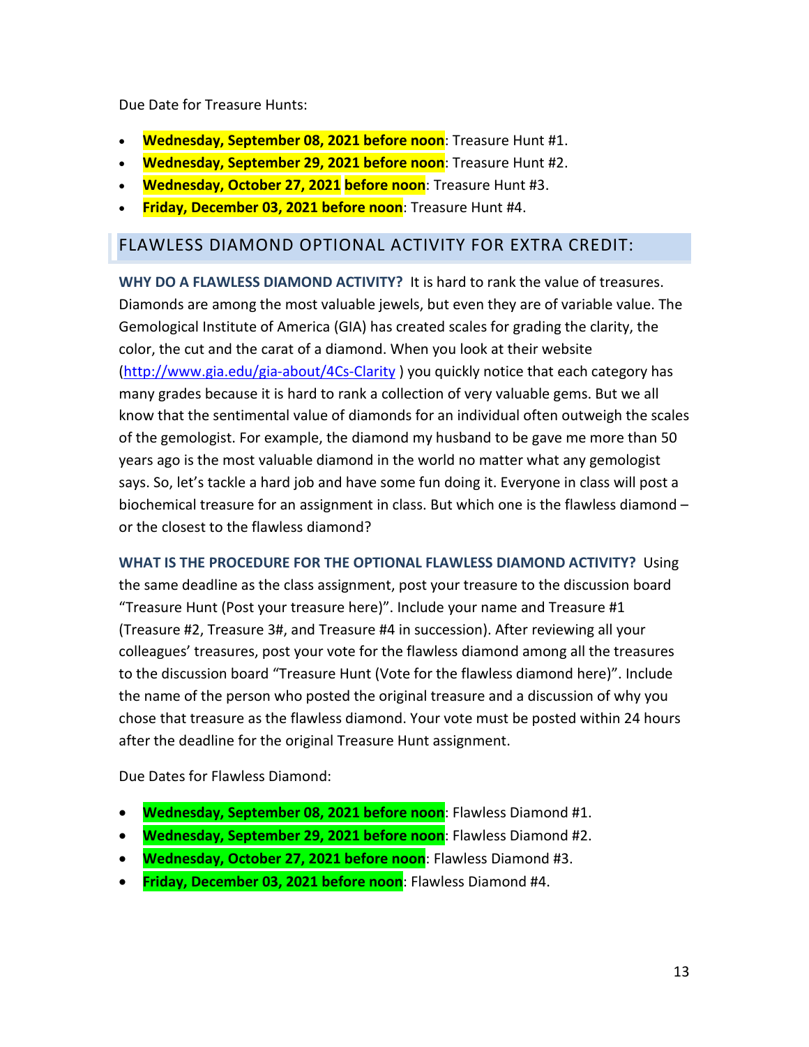Due Date for Treasure Hunts:

- **Wednesday, September 08, 2021 before noon**: Treasure Hunt #1.
- **Wednesday, September 29, 2021 before noon**: Treasure Hunt #2.
- **Wednesday, October 27, 2021 before noon**: Treasure Hunt #3.
- **Friday, December 03, 2021 before noon**: Treasure Hunt #4.

## FLAWLESS DIAMOND OPTIONAL ACTIVITY FOR EXTRA CREDIT:

**WHY DO A FLAWLESS DIAMOND ACTIVITY?** It is hard to rank the value of treasures. Diamonds are among the most valuable jewels, but even they are of variable value. The Gemological Institute of America (GIA) has created scales for grading the clarity, the color, the cut and the carat of a diamond. When you look at their website (http://www.gia.edu/gia-about/4Cs-Clarity ) you quickly notice that each category has many grades because it is hard to rank a collection of very valuable gems. But we all know that the sentimental value of diamonds for an individual often outweigh the scales of the gemologist. For example, the diamond my husband to be gave me more than 50 years ago is the most valuable diamond in the world no matter what any gemologist says. So, let's tackle a hard job and have some fun doing it. Everyone in class will post a biochemical treasure for an assignment in class. But which one is the flawless diamond – or the closest to the flawless diamond?

**WHAT IS THE PROCEDURE FOR THE OPTIONAL FLAWLESS DIAMOND ACTIVITY?** Using the same deadline as the class assignment, post your treasure to the discussion board "Treasure Hunt (Post your treasure here)". Include your name and Treasure #1 (Treasure #2, Treasure 3#, and Treasure #4 in succession). After reviewing all your colleagues' treasures, post your vote for the flawless diamond among all the treasures to the discussion board "Treasure Hunt (Vote for the flawless diamond here)". Include the name of the person who posted the original treasure and a discussion of why you chose that treasure as the flawless diamond. Your vote must be posted within 24 hours after the deadline for the original Treasure Hunt assignment.

Due Dates for Flawless Diamond:

- **Wednesday, September 08, 2021 before noon**: Flawless Diamond #1.
- **Wednesday, September 29, 2021 before noon**: Flawless Diamond #2.
- **Wednesday, October 27, 2021 before noon**: Flawless Diamond #3.
- **Friday, December 03, 2021 before noon**: Flawless Diamond #4.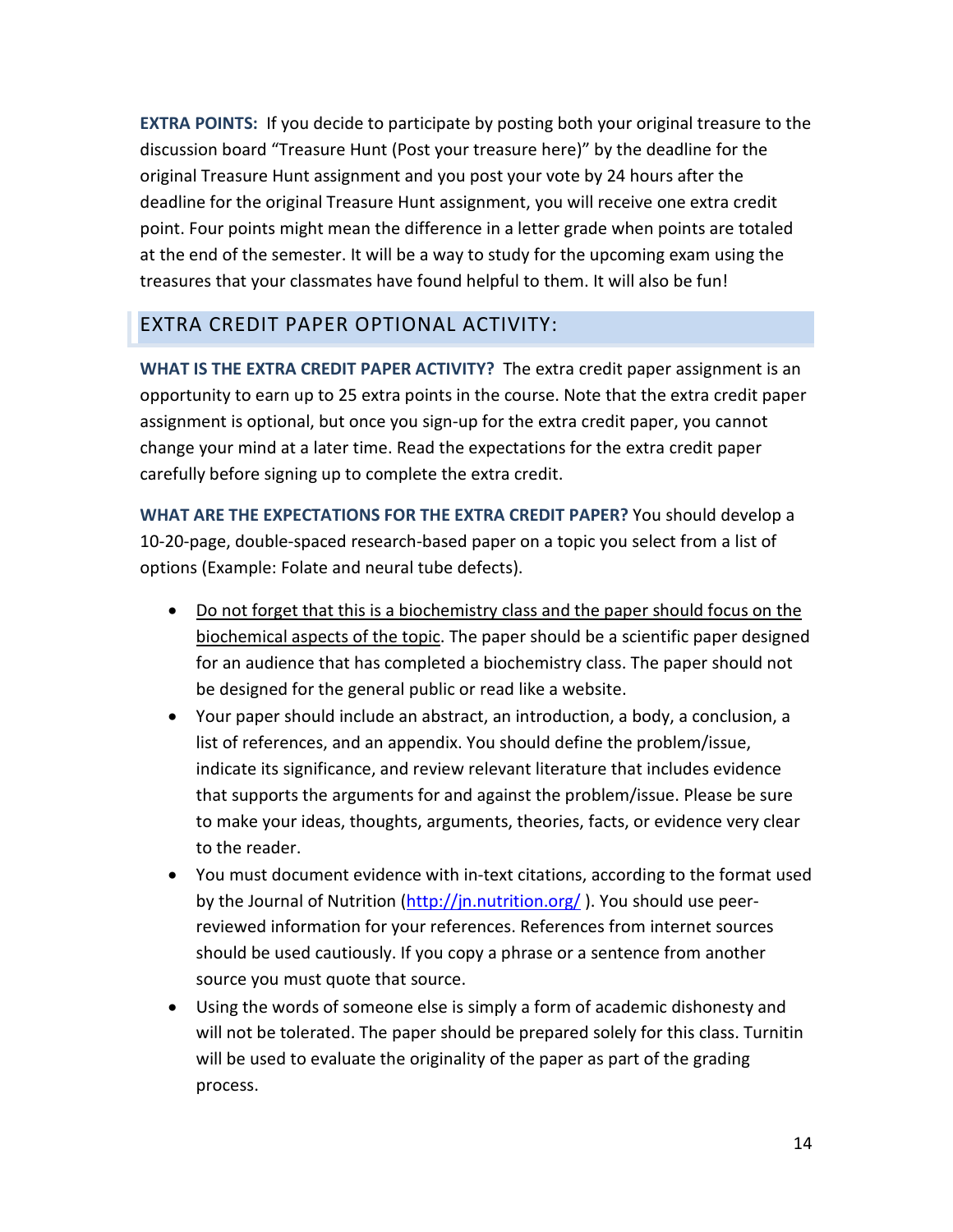**EXTRA POINTS:** If you decide to participate by posting both your original treasure to the discussion board "Treasure Hunt (Post your treasure here)" by the deadline for the original Treasure Hunt assignment and you post your vote by 24 hours after the deadline for the original Treasure Hunt assignment, you will receive one extra credit point. Four points might mean the difference in a letter grade when points are totaled at the end of the semester. It will be a way to study for the upcoming exam using the treasures that your classmates have found helpful to them. It will also be fun!

## EXTRA CREDIT PAPER OPTIONAL ACTIVITY:

**WHAT IS THE EXTRA CREDIT PAPER ACTIVITY?** The extra credit paper assignment is an opportunity to earn up to 25 extra points in the course. Note that the extra credit paper assignment is optional, but once you sign-up for the extra credit paper, you cannot change your mind at a later time. Read the expectations for the extra credit paper carefully before signing up to complete the extra credit.

**WHAT ARE THE EXPECTATIONS FOR THE EXTRA CREDIT PAPER?** You should develop a 10-20-page, double-spaced research-based paper on a topic you select from a list of options (Example: Folate and neural tube defects).

- <u>Do not forget that this is a biochemistry class and the paper should focus on the biochemical aspects of the topic</u>. The paper should be a scientific paper designed for an audience that has completed a biochemistry class. The paper should not be designed for the general public or read like a website.
- Your paper should include an abstract, an introduction, a body, a conclusion, a list of references, and an appendix. You should define the problem/issue, indicate its significance, and review relevant literature that includes evidence that supports the arguments for and against the problem/issue. Please be sure to make your ideas, thoughts, arguments, theories, facts, or evidence very clear to the reader.
- You must document evidence with in-text citations, according to the format used by the Journal of Nutrition (http://jn.nutrition.org/ ). You should use peer-reviewed information for your references. References from internet sources should be used cautiously. If you copy a phrase or a sentence from another source you must quote that source.
- Using the words of someone else is simply a form of academic dishonesty and will not be tolerated. The paper should be prepared solely for this class. Turnitin will be used to evaluate the originality of the paper as part of the grading process.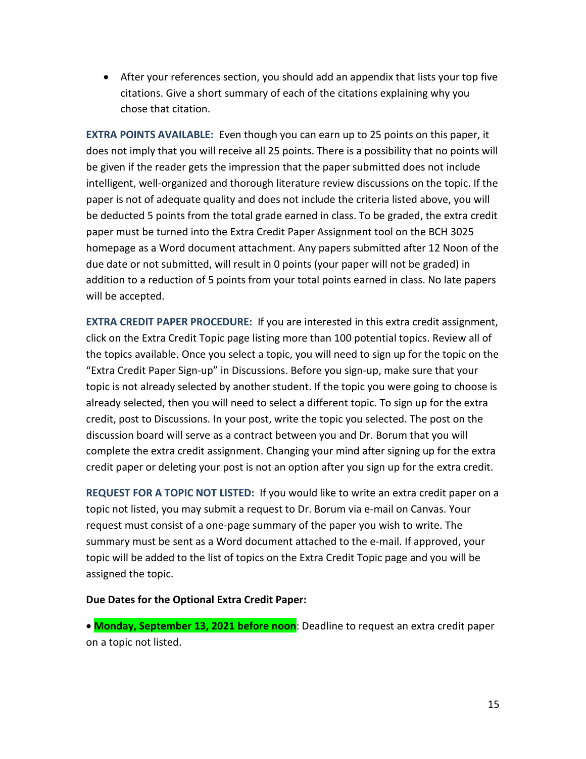- After your references section, you should add an appendix that lists your top five citations. Give a short summary of each of the citations explaining why you chose that citation.

**EXTRA POINTS AVAILABLE:** Even though you can earn up to 25 points on this paper, it does not imply that you will receive all 25 points. There is a possibility that no points will be given if the reader gets the impression that the paper submitted does not include intelligent, well-organized and thorough literature review discussions on the topic. If the paper is not of adequate quality and does not include the criteria listed above, you will be deducted 5 points from the total grade earned in class. To be graded, the extra credit paper must be turned into the Extra Credit Paper Assignment tool on the BCH 3025 homepage as a Word document attachment. Any papers submitted after 12 Noon of the due date or not submitted, will result in 0 points (your paper will not be graded) in addition to a reduction of 5 points from your total points earned in class. No late papers will be accepted.

**EXTRA CREDIT PAPER PROCEDURE:** If you are interested in this extra credit assignment, click on the Extra Credit Topic page listing more than 100 potential topics. Review all of the topics available. Once you select a topic, you will need to sign up for the topic on the "Extra Credit Paper Sign-up" in Discussions. Before you sign-up, make sure that your topic is not already selected by another student. If the topic you were going to choose is already selected, then you will need to select a different topic. To sign up for the extra credit, post to Discussions. In your post, write the topic you selected. The post on the discussion board will serve as a contract between you and Dr. Borum that you will complete the extra credit assignment. Changing your mind after signing up for the extra credit paper or deleting your post is not an option after you sign up for the extra credit.

**REQUEST FOR A TOPIC NOT LISTED:** If you would like to write an extra credit paper on a topic not listed, you may submit a request to Dr. Borum via e-mail on Canvas. Your request must consist of a one-page summary of the paper you wish to write. The summary must be sent as a Word document attached to the e-mail. If approved, your topic will be added to the list of topics on the Extra Credit Topic page and you will be assigned the topic.

**Due Dates for the Optional Extra Credit Paper:**

- **Monday, September 13, 2021 before noon**: Deadline to request an extra credit paper on a topic not listed.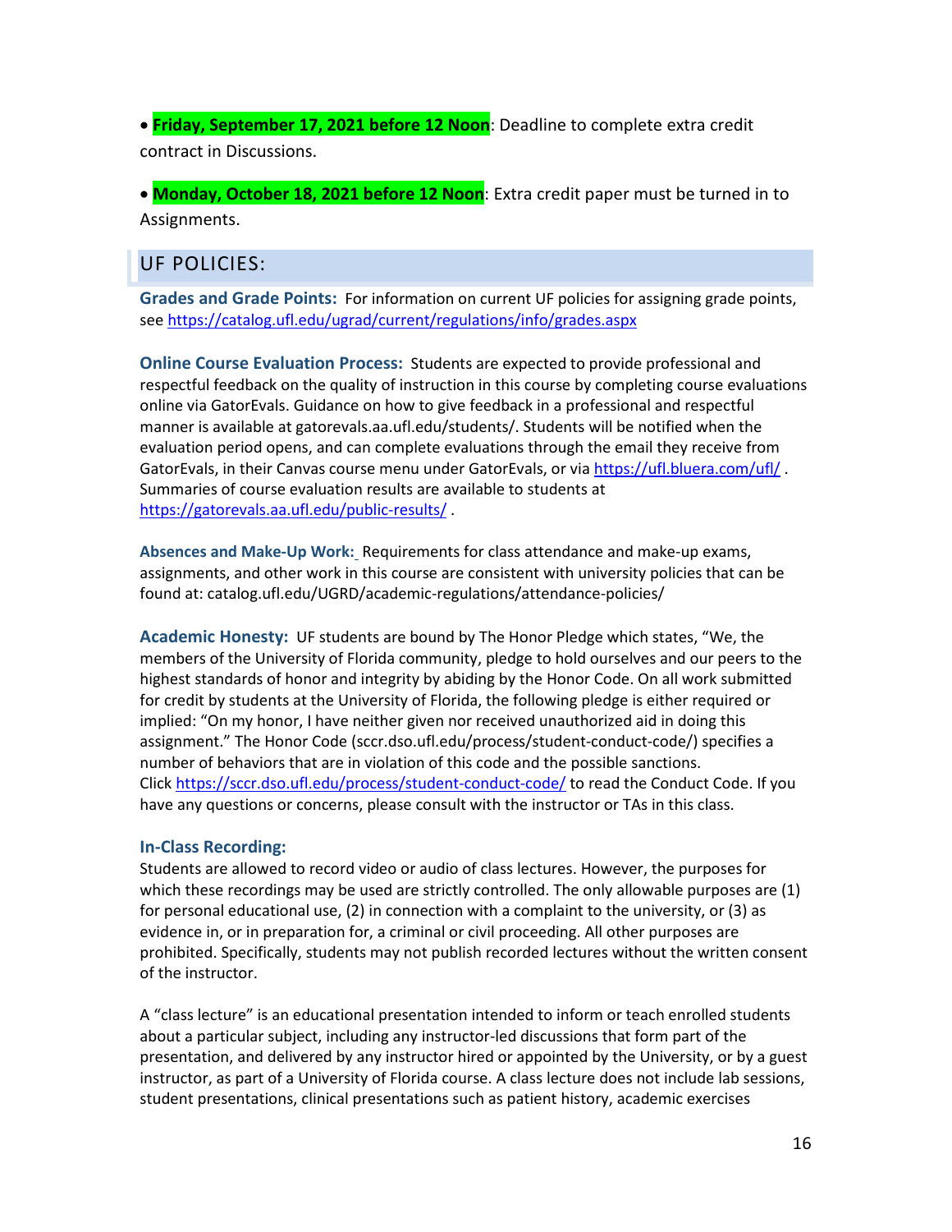- **Friday, September 17, 2021 before 12 Noon**: Deadline to complete extra credit contract in Discussions.

- **Monday, October 18, 2021 before 12 Noon**: Extra credit paper must be turned in to Assignments.

## UF POLICIES:

**Grades and Grade Points:** For information on current UF policies for assigning grade points, see https://catalog.ufl.edu/ugrad/current/regulations/info/grades.aspx

**Online Course Evaluation Process:** Students are expected to provide professional and respectful feedback on the quality of instruction in this course by completing course evaluations online via GatorEvals. Guidance on how to give feedback in a professional and respectful manner is available at gatorevals.aa.ufl.edu/students/. Students will be notified when the evaluation period opens, and can complete evaluations through the email they receive from GatorEvals, in their Canvas course menu under GatorEvals, or via https://ufl.bluera.com/ufl/ . Summaries of course evaluation results are available to students at https://gatorevals.aa.ufl.edu/public-results/ .

**Absences and Make-Up Work:** Requirements for class attendance and make-up exams, assignments, and other work in this course are consistent with university policies that can be found at: catalog.ufl.edu/UGRD/academic-regulations/attendance-policies/

**Academic Honesty:** UF students are bound by The Honor Pledge which states, "We, the members of the University of Florida community, pledge to hold ourselves and our peers to the highest standards of honor and integrity by abiding by the Honor Code. On all work submitted for credit by students at the University of Florida, the following pledge is either required or implied: "On my honor, I have neither given nor received unauthorized aid in doing this assignment." The Honor Code (sccr.dso.ufl.edu/process/student-conduct-code/) specifies a number of behaviors that are in violation of this code and the possible sanctions. Click https://sccr.dso.ufl.edu/process/student-conduct-code/ to read the Conduct Code. If you have any questions or concerns, please consult with the instructor or TAs in this class.

**In-Class Recording:**
Students are allowed to record video or audio of class lectures. However, the purposes for which these recordings may be used are strictly controlled. The only allowable purposes are (1) for personal educational use, (2) in connection with a complaint to the university, or (3) as evidence in, or in preparation for, a criminal or civil proceeding. All other purposes are prohibited. Specifically, students may not publish recorded lectures without the written consent of the instructor.

A "class lecture" is an educational presentation intended to inform or teach enrolled students about a particular subject, including any instructor-led discussions that form part of the presentation, and delivered by any instructor hired or appointed by the University, or by a guest instructor, as part of a University of Florida course. A class lecture does not include lab sessions, student presentations, clinical presentations such as patient history, academic exercises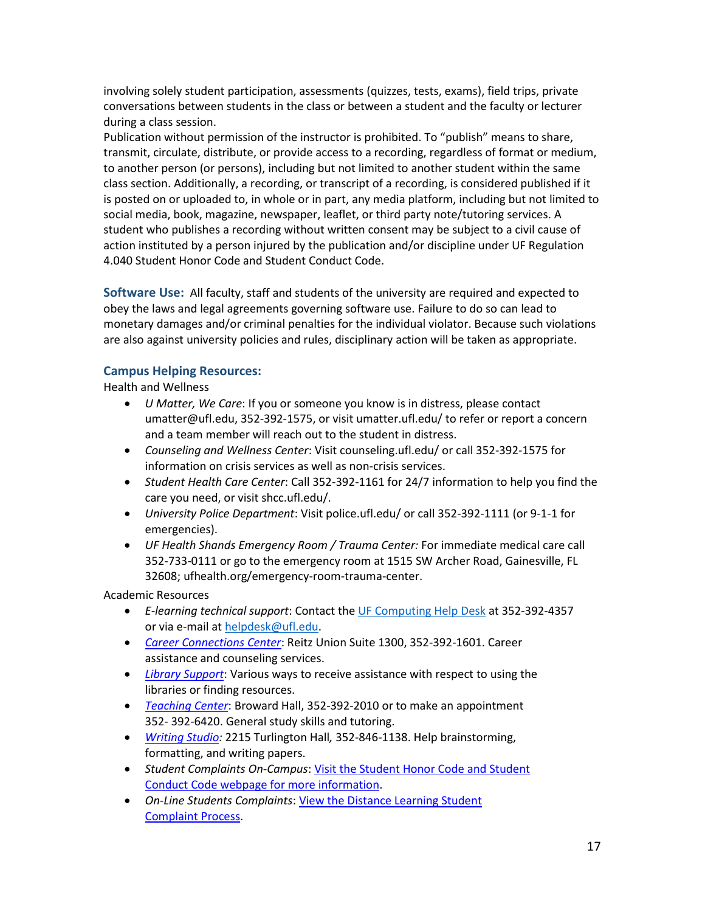involving solely student participation, assessments (quizzes, tests, exams), field trips, private conversations between students in the class or between a student and the faculty or lecturer during a class session.

Publication without permission of the instructor is prohibited. To "publish" means to share, transmit, circulate, distribute, or provide access to a recording, regardless of format or medium, to another person (or persons), including but not limited to another student within the same class section. Additionally, a recording, or transcript of a recording, is considered published if it is posted on or uploaded to, in whole or in part, any media platform, including but not limited to social media, book, magazine, newspaper, leaflet, or third party note/tutoring services. A student who publishes a recording without written consent may be subject to a civil cause of action instituted by a person injured by the publication and/or discipline under UF Regulation 4.040 Student Honor Code and Student Conduct Code.

**Software Use:** All faculty, staff and students of the university are required and expected to obey the laws and legal agreements governing software use. Failure to do so can lead to monetary damages and/or criminal penalties for the individual violator. Because such violations are also against university policies and rules, disciplinary action will be taken as appropriate.

### Campus Helping Resources:

Health and Wellness

- *U Matter, We Care*: If you or someone you know is in distress, please contact umatter@ufl.edu, 352-392-1575, or visit umatter.ufl.edu/ to refer or report a concern and a team member will reach out to the student in distress.
- *Counseling and Wellness Center*: Visit counseling.ufl.edu/ or call 352-392-1575 for information on crisis services as well as non-crisis services.
- *Student Health Care Center*: Call 352-392-1161 for 24/7 information to help you find the care you need, or visit shcc.ufl.edu/.
- *University Police Department*: Visit police.ufl.edu/ or call 352-392-1111 (or 9-1-1 for emergencies).
- *UF Health Shands Emergency Room / Trauma Center:* For immediate medical care call 352-733-0111 or go to the emergency room at 1515 SW Archer Road, Gainesville, FL 32608; ufhealth.org/emergency-room-trauma-center.

Academic Resources

- *E-learning technical support*: Contact the UF Computing Help Desk at 352-392-4357 or via e-mail at helpdesk@ufl.edu.
- *Career Connections Center*: Reitz Union Suite 1300, 352-392-1601. Career assistance and counseling services.
- *Library Support*: Various ways to receive assistance with respect to using the libraries or finding resources.
- *Teaching Center*: Broward Hall, 352-392-2010 or to make an appointment 352- 392-6420. General study skills and tutoring.
- *Writing Studio:* 2215 Turlington Hall*,* 352-846-1138. Help brainstorming, formatting, and writing papers.
- *Student Complaints On-Campus*: Visit the Student Honor Code and Student Conduct Code webpage for more information.
- *On-Line Students Complaints*: View the Distance Learning Student Complaint Process.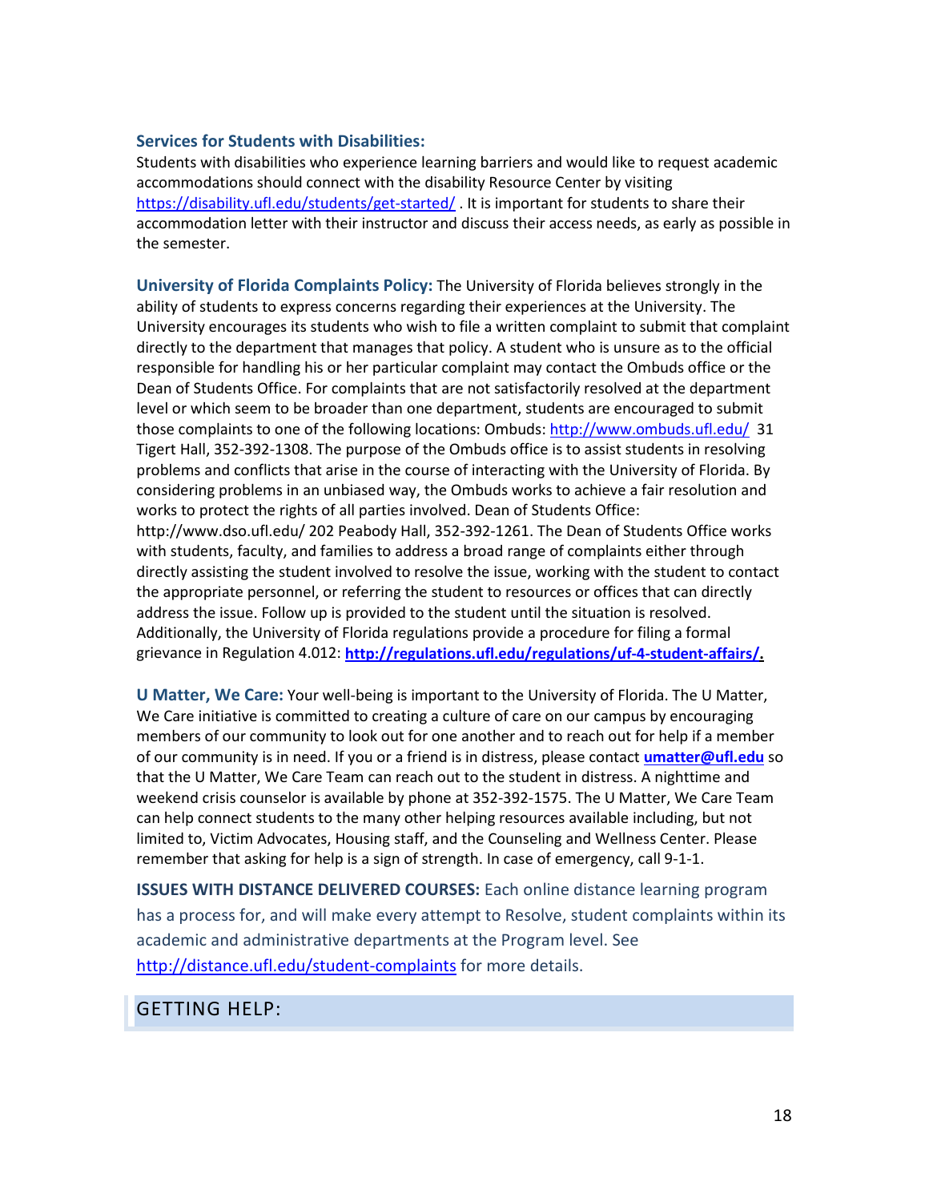**Services for Students with Disabilities:**
Students with disabilities who experience learning barriers and would like to request academic accommodations should connect with the disability Resource Center by visiting https://disability.ufl.edu/students/get-started/ . It is important for students to share their accommodation letter with their instructor and discuss their access needs, as early as possible in the semester.

**University of Florida Complaints Policy:** The University of Florida believes strongly in the ability of students to express concerns regarding their experiences at the University. The University encourages its students who wish to file a written complaint to submit that complaint directly to the department that manages that policy. A student who is unsure as to the official responsible for handling his or her particular complaint may contact the Ombuds office or the Dean of Students Office. For complaints that are not satisfactorily resolved at the department level or which seem to be broader than one department, students are encouraged to submit those complaints to one of the following locations: Ombuds: http://www.ombuds.ufl.edu/ 31 Tigert Hall, 352-392-1308. The purpose of the Ombuds office is to assist students in resolving problems and conflicts that arise in the course of interacting with the University of Florida. By considering problems in an unbiased way, the Ombuds works to achieve a fair resolution and works to protect the rights of all parties involved. Dean of Students Office: http://www.dso.ufl.edu/ 202 Peabody Hall, 352-392-1261. The Dean of Students Office works with students, faculty, and families to address a broad range of complaints either through directly assisting the student involved to resolve the issue, working with the student to contact the appropriate personnel, or referring the student to resources or offices that can directly address the issue. Follow up is provided to the student until the situation is resolved. Additionally, the University of Florida regulations provide a procedure for filing a formal grievance in Regulation 4.012: **http://regulations.ufl.edu/regulations/uf-4-student-affairs/.**

**U Matter, We Care:** Your well-being is important to the University of Florida. The U Matter, We Care initiative is committed to creating a culture of care on our campus by encouraging members of our community to look out for one another and to reach out for help if a member of our community is in need. If you or a friend is in distress, please contact **umatter@ufl.edu** so that the U Matter, We Care Team can reach out to the student in distress. A nighttime and weekend crisis counselor is available by phone at 352-392-1575. The U Matter, We Care Team can help connect students to the many other helping resources available including, but not limited to, Victim Advocates, Housing staff, and the Counseling and Wellness Center. Please remember that asking for help is a sign of strength. In case of emergency, call 9-1-1.

**ISSUES WITH DISTANCE DELIVERED COURSES:** Each online distance learning program has a process for, and will make every attempt to Resolve, student complaints within its academic and administrative departments at the Program level. See http://distance.ufl.edu/student-complaints for more details.

## GETTING HELP: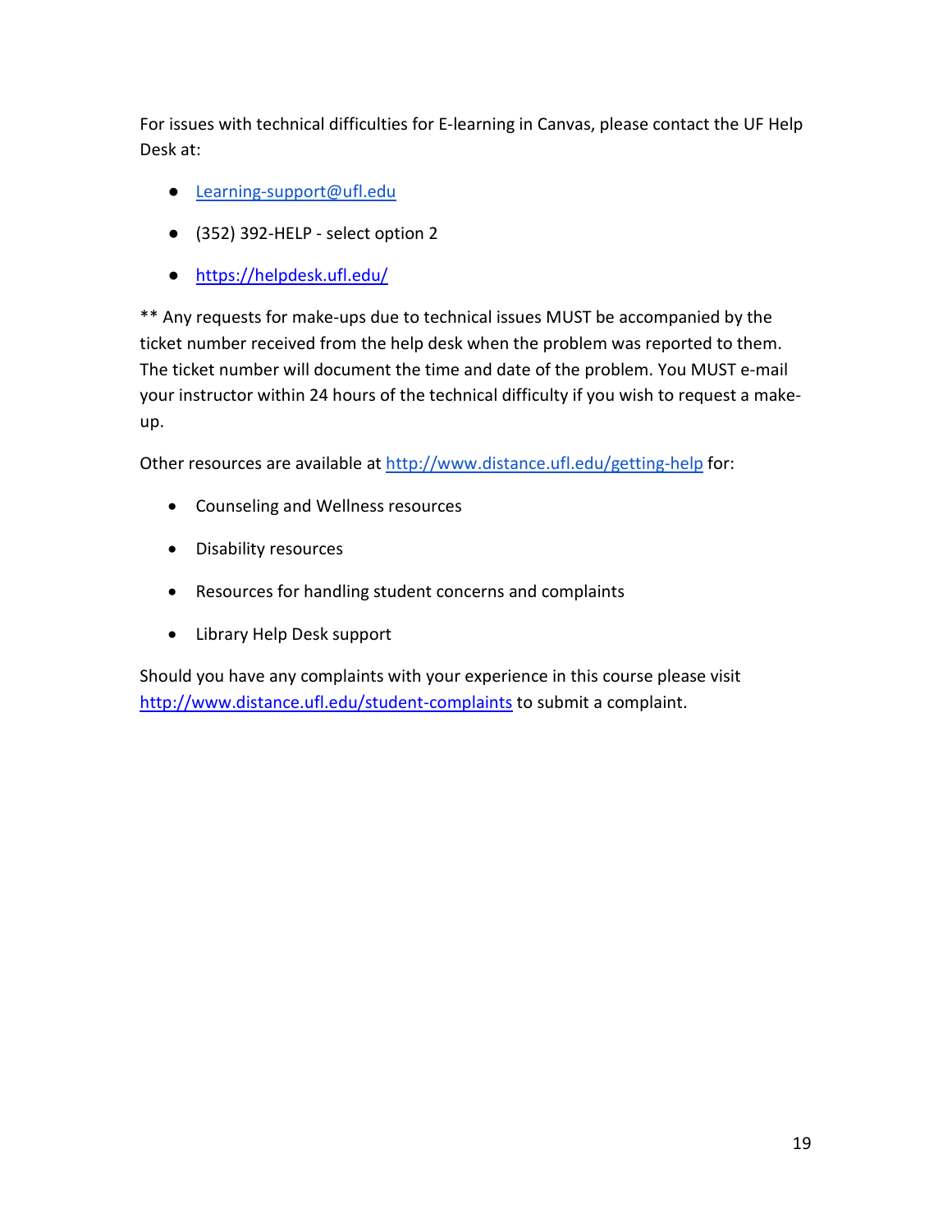For issues with technical difficulties for E-learning in Canvas, please contact the UF Help Desk at:

- Learning-support@ufl.edu
- (352) 392-HELP - select option 2
- https://helpdesk.ufl.edu/

** Any requests for make-ups due to technical issues MUST be accompanied by the ticket number received from the help desk when the problem was reported to them. The ticket number will document the time and date of the problem. You MUST e-mail your instructor within 24 hours of the technical difficulty if you wish to request a make-up.

Other resources are available at http://www.distance.ufl.edu/getting-help for:

- Counseling and Wellness resources
- Disability resources
- Resources for handling student concerns and complaints
- Library Help Desk support

Should you have any complaints with your experience in this course please visit http://www.distance.ufl.edu/student-complaints to submit a complaint.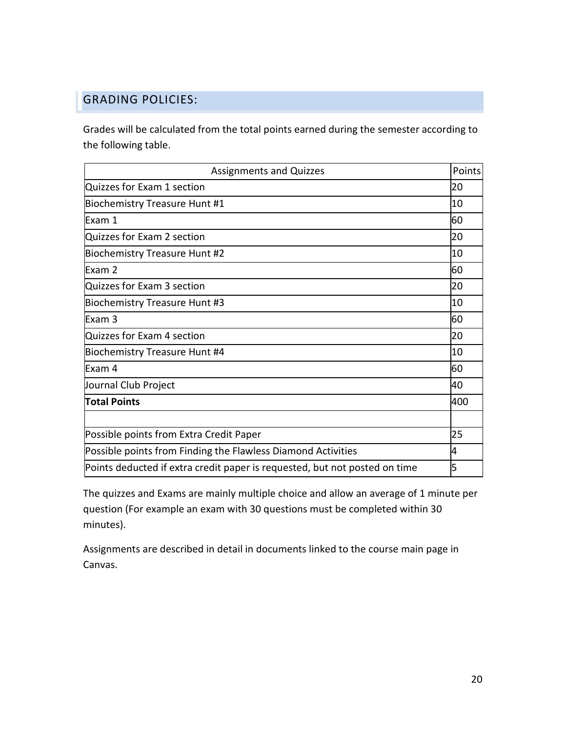## GRADING POLICIES:

Grades will be calculated from the total points earned during the semester according to the following table.

| Assignments and Quizzes | Points |
|---|---|
| Quizzes for Exam 1 section | 20 |
| Biochemistry Treasure Hunt #1 | 10 |
| Exam 1 | 60 |
| Quizzes for Exam 2 section | 20 |
| Biochemistry Treasure Hunt #2 | 10 |
| Exam 2 | 60 |
| Quizzes for Exam 3 section | 20 |
| Biochemistry Treasure Hunt #3 | 10 |
| Exam 3 | 60 |
| Quizzes for Exam 4 section | 20 |
| Biochemistry Treasure Hunt #4 | 10 |
| Exam 4 | 60 |
| Journal Club Project | 40 |
| **Total Points** | 400 |
| | |
| Possible points from Extra Credit Paper | 25 |
| Possible points from Finding the Flawless Diamond Activities | 4 |
| Points deducted if extra credit paper is requested, but not posted on time | 5 |

The quizzes and Exams are mainly multiple choice and allow an average of 1 minute per question (For example an exam with 30 questions must be completed within 30 minutes).

Assignments are described in detail in documents linked to the course main page in Canvas.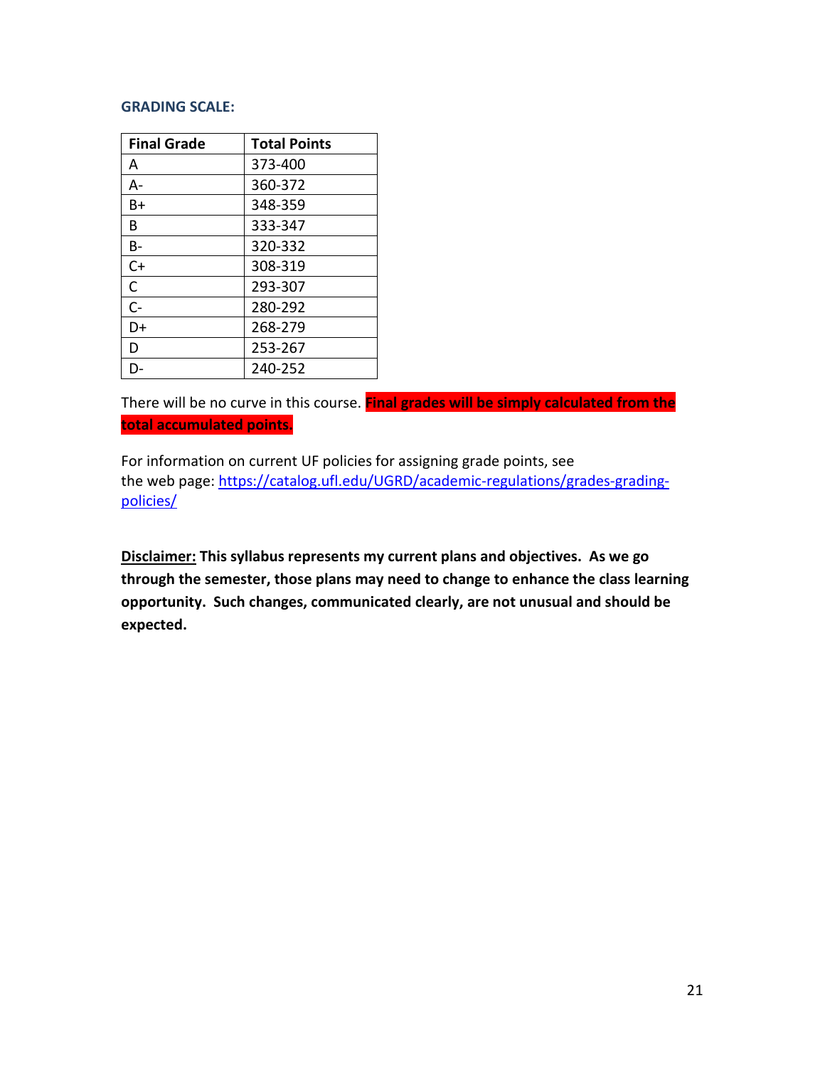### GRADING SCALE:

| Final Grade | Total Points |
|---|---|
| A | 373-400 |
| A- | 360-372 |
| B+ | 348-359 |
| B | 333-347 |
| B- | 320-332 |
| C+ | 308-319 |
| C | 293-307 |
| C- | 280-292 |
| D+ | 268-279 |
| D | 253-267 |
| D- | 240-252 |

There will be no curve in this course. **Final grades will be simply calculated from the total accumulated points.**

For information on current UF policies for assigning grade points, see the web page: [https://catalog.ufl.edu/UGRD/academic-regulations/grades-grading-policies/](https://catalog.ufl.edu/UGRD/academic-regulations/grades-grading-policies/)

**Disclaimer: This syllabus represents my current plans and objectives. As we go through the semester, those plans may need to change to enhance the class learning opportunity. Such changes, communicated clearly, are not unusual and should be expected.**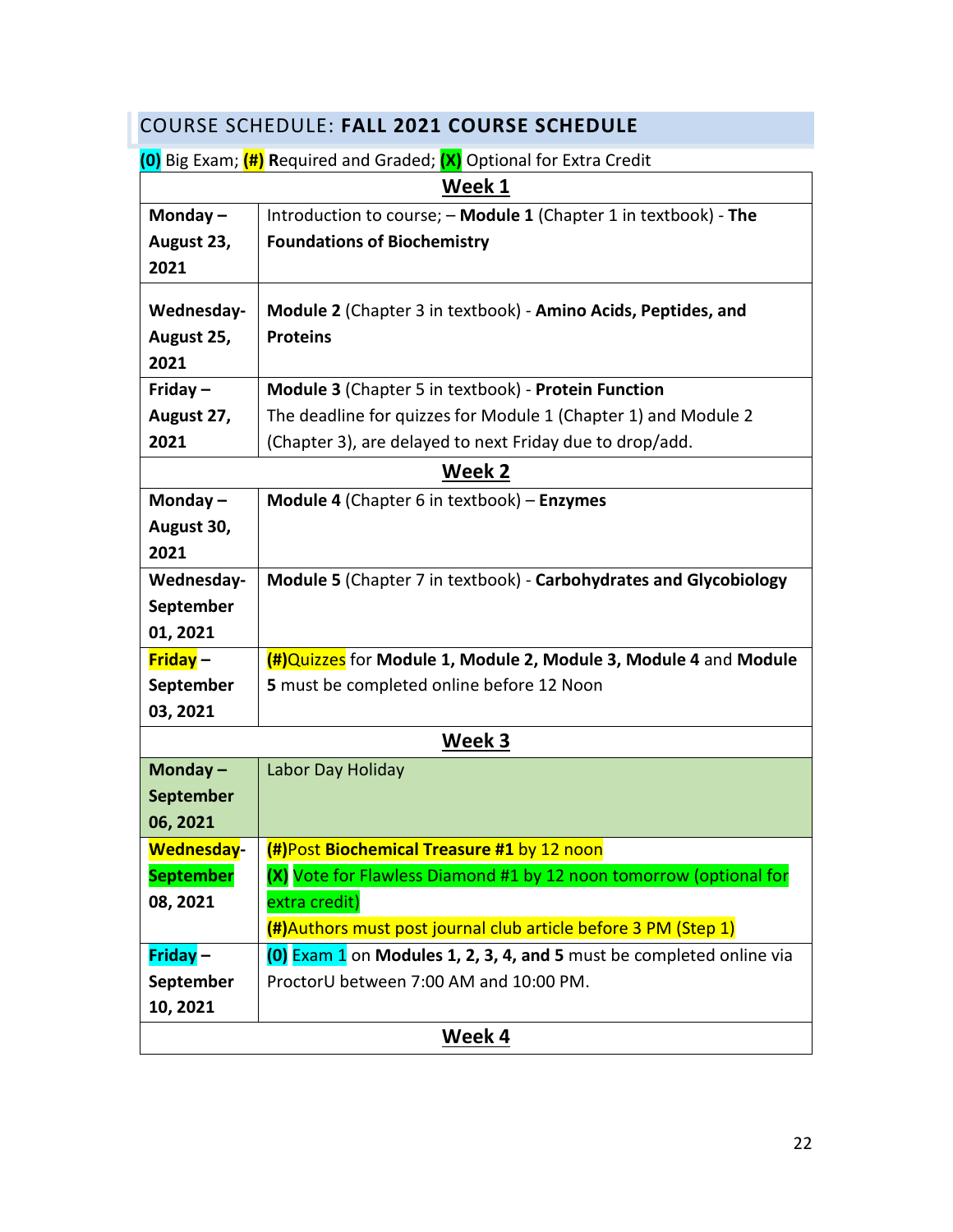## COURSE SCHEDULE: **FALL 2021 COURSE SCHEDULE**

**(0)** Big Exam; **(#)** **R**equired and Graded; **(X)** Optional for Extra Credit

| **Week 1** | |
|---|---|
| **Monday – August 23, 2021** | Introduction to course; – **Module 1** (Chapter 1 in textbook) - **The Foundations of Biochemistry** |
| **Wednesday- August 25, 2021** | **Module 2** (Chapter 3 in textbook) - **Amino Acids, Peptides, and Proteins** |
| **Friday – August 27, 2021** | **Module 3** (Chapter 5 in textbook) - **Protein Function**<br>The deadline for quizzes for Module 1 (Chapter 1) and Module 2 (Chapter 3), are delayed to next Friday due to drop/add. |
| **Week 2** | |
| **Monday – August 30, 2021** | **Module 4** (Chapter 6 in textbook) – **Enzymes** |
| **Wednesday- September 01, 2021** | **Module 5** (Chapter 7 in textbook) - **Carbohydrates and Glycobiology** |
| **Friday – September 03, 2021** | **(#)**Quizzes for **Module 1, Module 2, Module 3, Module 4** and **Module 5** must be completed online before 12 Noon |
| **Week 3** | |
| **Monday – September 06, 2021** | Labor Day Holiday |
| **Wednesday- September 08, 2021** | **(#)**Post **Biochemical Treasure #1** by 12 noon<br>**(X)** Vote for Flawless Diamond #1 by 12 noon tomorrow (optional for extra credit)<br>**(#)**Authors must post journal club article before 3 PM (Step 1) |
| **Friday – September 10, 2021** | **(0)** Exam 1 on **Modules 1, 2, 3, 4, and 5** must be completed online via ProctorU between 7:00 AM and 10:00 PM. |
| **Week 4** | |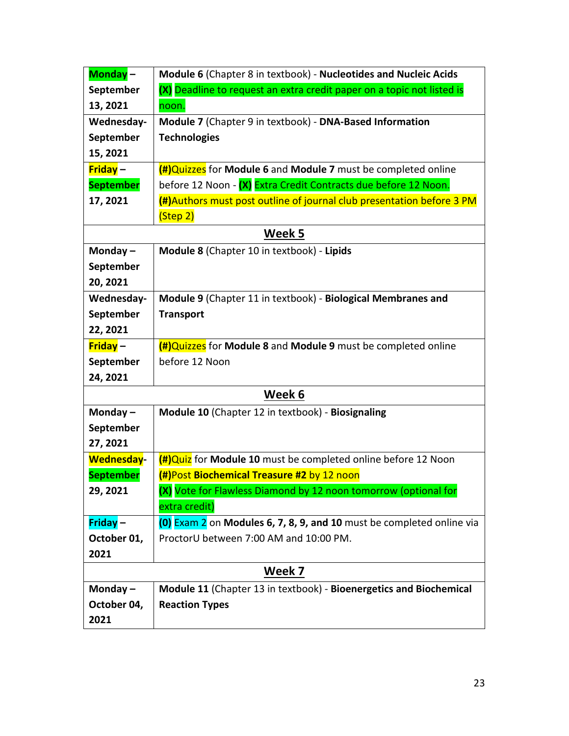| | |
|---|---|
| **Monday – September 13, 2021** | **Module 6** (Chapter 8 in textbook) - **Nucleotides and Nucleic Acids**<br>**(X)** Deadline to request an extra credit paper on a topic not listed is noon. |
| **Wednesday- September 15, 2021** | **Module 7** (Chapter 9 in textbook) - **DNA-Based Information Technologies** |
| **Friday – September 17, 2021** | **(#)**Quizzes for **Module 6** and **Module 7** must be completed online before 12 Noon - **(X)** Extra Credit Contracts due before 12 Noon.<br>**(#)**Authors must post outline of journal club presentation before 3 PM (Step 2) |
| | **Week 5** |
| **Monday – September 20, 2021** | **Module 8** (Chapter 10 in textbook) - **Lipids** |
| **Wednesday- September 22, 2021** | **Module 9** (Chapter 11 in textbook) - **Biological Membranes and Transport** |
| **Friday – September 24, 2021** | **(#)**Quizzes for **Module 8** and **Module 9** must be completed online before 12 Noon |
| | **Week 6** |
| **Monday – September 27, 2021** | **Module 10** (Chapter 12 in textbook) - **Biosignaling** |
| **Wednesday- September 29, 2021** | **(#)**Quiz for **Module 10** must be completed online before 12 Noon<br>**(#)**Post **Biochemical Treasure #2** by 12 noon<br>**(X)** Vote for Flawless Diamond by 12 noon tomorrow (optional for extra credit) |
| **Friday – October 01, 2021** | **(0)** Exam 2 on **Modules 6, 7, 8, 9, and 10** must be completed online via ProctorU between 7:00 AM and 10:00 PM. |
| | **Week 7** |
| **Monday – October 04, 2021** | **Module 11** (Chapter 13 in textbook) - **Bioenergetics and Biochemical Reaction Types** |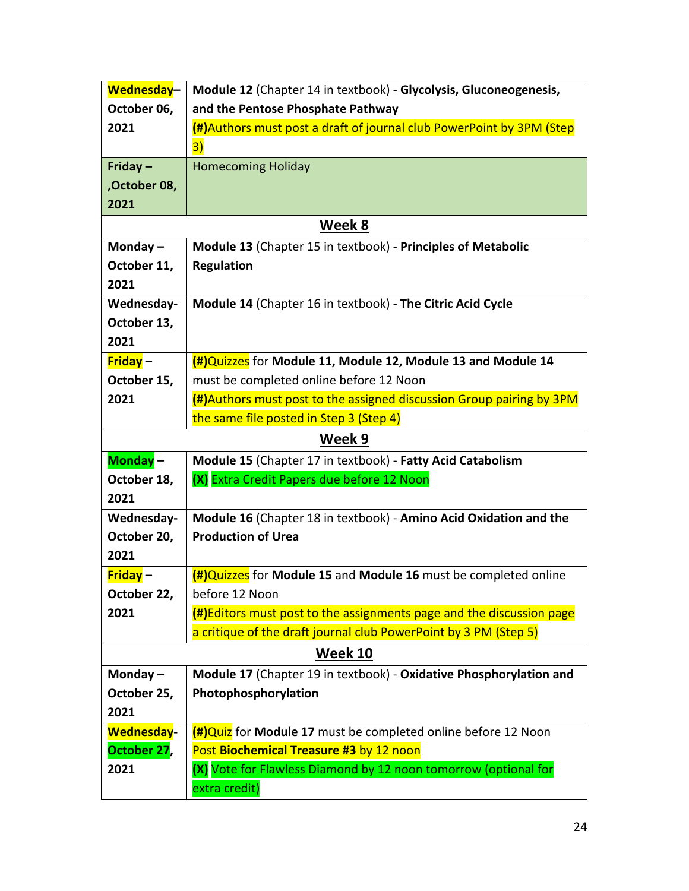| | |
|---|---|
| **Wednesday– October 06, 2021** | **Module 12** (Chapter 14 in textbook) - **Glycolysis, Gluconeogenesis, and the Pentose Phosphate Pathway**<br>**(#)**Authors must post a draft of journal club PowerPoint by 3PM (Step 3) |
| **Friday – ,October 08, 2021** | Homecoming Holiday |
| **Week 8** | |
| **Monday – October 11, 2021** | **Module 13** (Chapter 15 in textbook) - **Principles of Metabolic Regulation** |
| **Wednesday- October 13, 2021** | **Module 14** (Chapter 16 in textbook) - **The Citric Acid Cycle** |
| **Friday – October 15, 2021** | **(#)**Quizzes for **Module 11, Module 12, Module 13 and Module 14** must be completed online before 12 Noon<br>**(#)**Authors must post to the assigned discussion Group pairing by 3PM the same file posted in Step 3 (Step 4) |
| **Week 9** | |
| **Monday – October 18, 2021** | **Module 15** (Chapter 17 in textbook) - **Fatty Acid Catabolism**<br>**(X)** Extra Credit Papers due before 12 Noon |
| **Wednesday- October 20, 2021** | **Module 16** (Chapter 18 in textbook) - **Amino Acid Oxidation and the Production of Urea** |
| **Friday – October 22, 2021** | **(#)**Quizzes for **Module 15** and **Module 16** must be completed online before 12 Noon<br>**(#)**Editors must post to the assignments page and the discussion page a critique of the draft journal club PowerPoint by 3 PM (Step 5) |
| **Week 10** | |
| **Monday – October 25, 2021** | **Module 17** (Chapter 19 in textbook) - **Oxidative Phosphorylation and Photophosphorylation** |
| **Wednesday- October 27, 2021** | **(#)**Quiz for **Module 17** must be completed online before 12 Noon<br>Post **Biochemical Treasure #3** by 12 noon<br>**(X)** Vote for Flawless Diamond by 12 noon tomorrow (optional for extra credit) |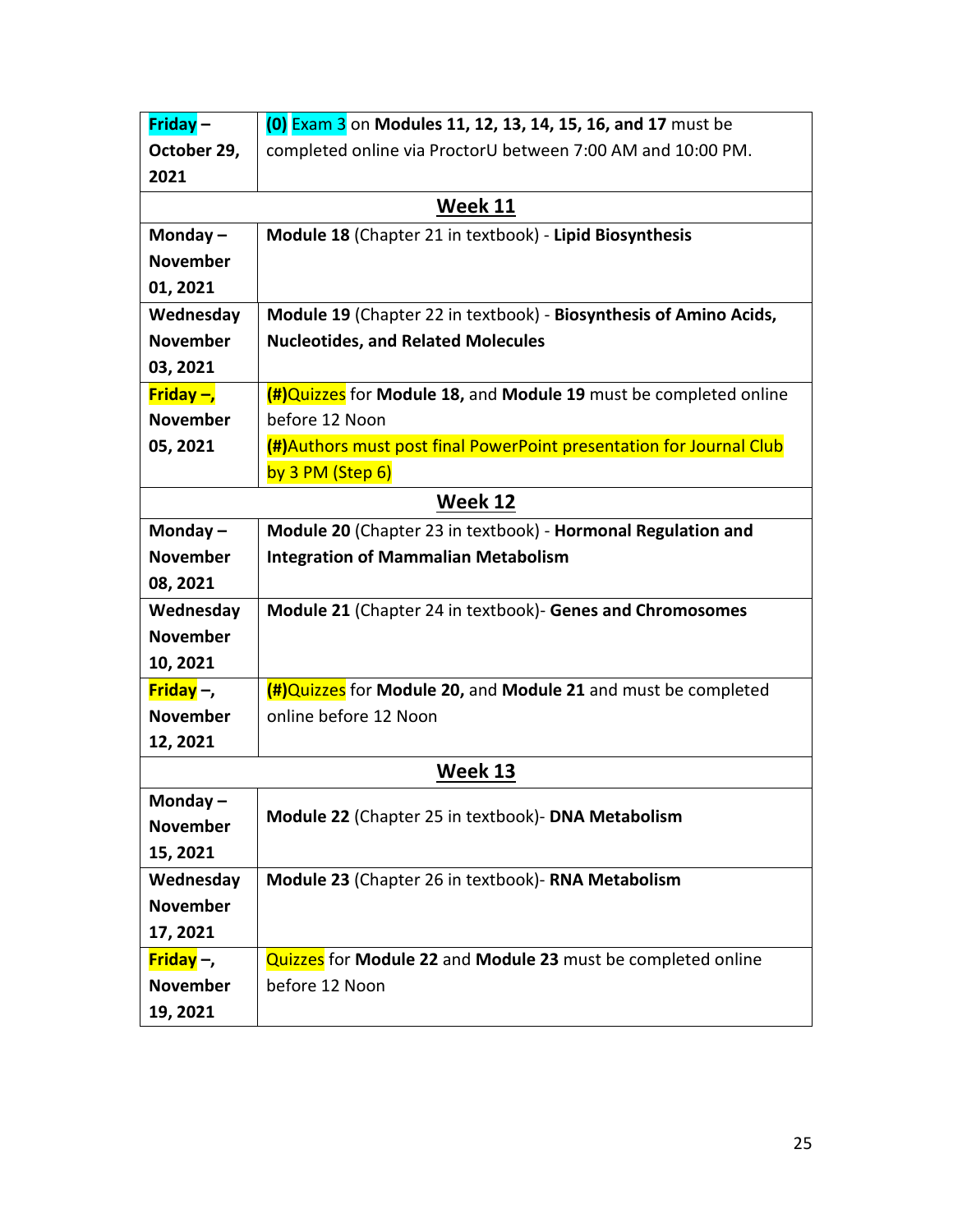| | |
|---|---|
| **Friday – October 29, 2021** | **(0)** Exam 3 on **Modules 11, 12, 13, 14, 15, 16, and 17** must be completed online via ProctorU between 7:00 AM and 10:00 PM. |
| **Week 11** | |
| **Monday – November 01, 2021** | **Module 18** (Chapter 21 in textbook) - **Lipid Biosynthesis** |
| **Wednesday November 03, 2021** | **Module 19** (Chapter 22 in textbook) - **Biosynthesis of Amino Acids, Nucleotides, and Related Molecules** |
| **Friday –, November 05, 2021** | **(#)**Quizzes for **Module 18,** and **Module 19** must be completed online before 12 Noon<br>**(#)**Authors must post final PowerPoint presentation for Journal Club by 3 PM (Step 6) |
| **Week 12** | |
| **Monday – November 08, 2021** | **Module 20** (Chapter 23 in textbook) - **Hormonal Regulation and Integration of Mammalian Metabolism** |
| **Wednesday November 10, 2021** | **Module 21** (Chapter 24 in textbook)- **Genes and Chromosomes** |
| **Friday –, November 12, 2021** | **(#)**Quizzes for **Module 20,** and **Module 21** and must be completed online before 12 Noon |
| **Week 13** | |
| **Monday – November 15, 2021** | **Module 22** (Chapter 25 in textbook)- **DNA Metabolism** |
| **Wednesday November 17, 2021** | **Module 23** (Chapter 26 in textbook)- **RNA Metabolism** |
| **Friday –, November 19, 2021** | Quizzes for **Module 22** and **Module 23** must be completed online before 12 Noon |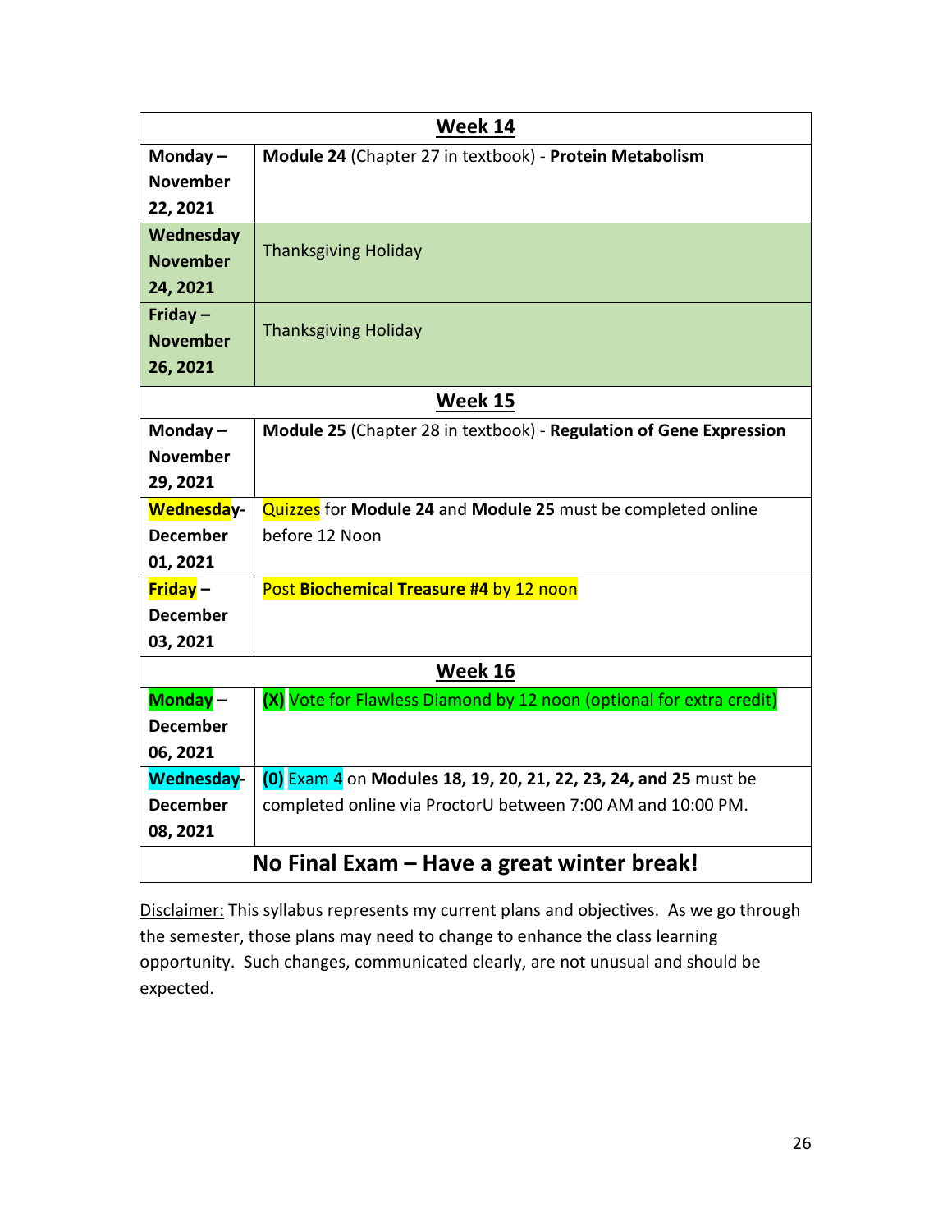| | |
|---|---|
| **Week 14** | |
| **Monday – November 22, 2021** | **Module 24** (Chapter 27 in textbook) - **Protein Metabolism** |
| **Wednesday November 24, 2021** | Thanksgiving Holiday |
| **Friday – November 26, 2021** | Thanksgiving Holiday |
| **Week 15** | |
| **Monday – November 29, 2021** | **Module 25** (Chapter 28 in textbook) - **Regulation of Gene Expression** |
| **Wednesday- December 01, 2021** | Quizzes for **Module 24** and **Module 25** must be completed online before 12 Noon |
| **Friday – December 03, 2021** | Post **Biochemical Treasure #4** by 12 noon |
| **Week 16** | |
| **Monday – December 06, 2021** | **(X)** Vote for Flawless Diamond by 12 noon (optional for extra credit) |
| **Wednesday- December 08, 2021** | **(0)** Exam 4 on **Modules 18, 19, 20, 21, 22, 23, 24, and 25** must be completed online via ProctorU between 7:00 AM and 10:00 PM. |
| **No Final Exam – Have a great winter break!** | |

Disclaimer: This syllabus represents my current plans and objectives. As we go through the semester, those plans may need to change to enhance the class learning opportunity. Such changes, communicated clearly, are not unusual and should be expected.